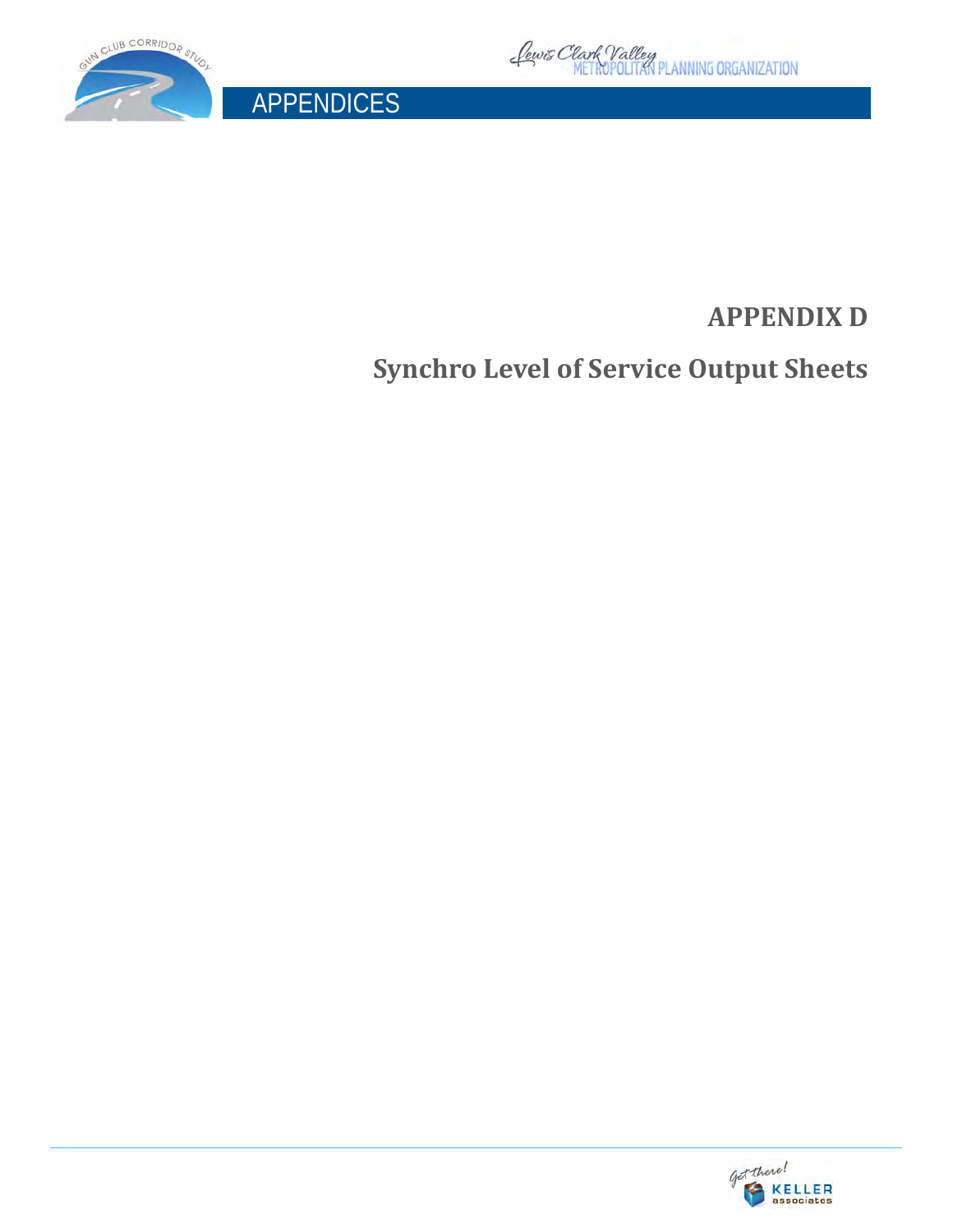# APPENDIX D

## Synchro Level of Service Output Sheets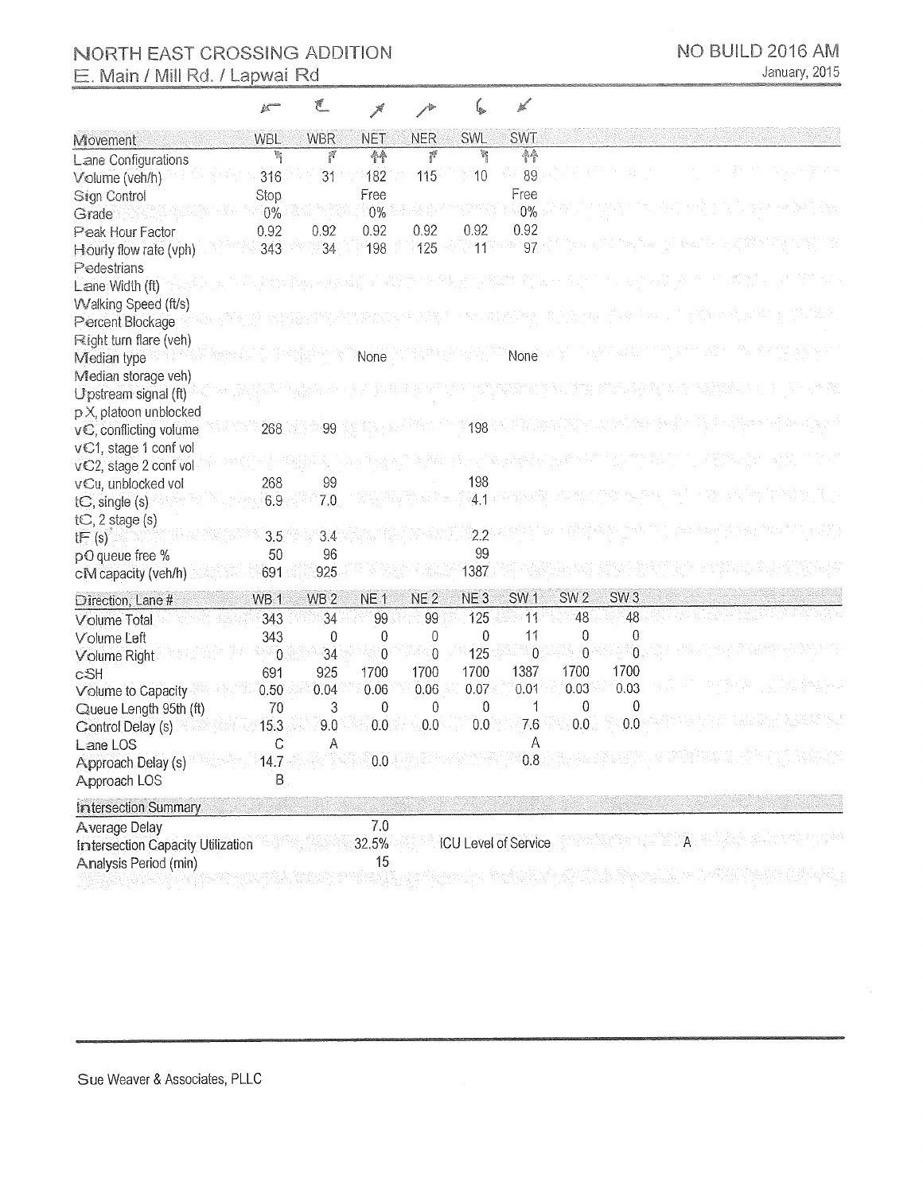# NORTH EAST CROSSING ADDITION

## E. Main / Mill Rd. / Lapwai Rd

NO BUILD 2016 AM

January, 2015

| Movement | WBL | WBR | NET | NER | SWL | SWT |
|---|---|---|---|---|---|---|
| Lane Configurations | | | | | | |
| Volume (veh/h) | 316 | 31 | 182 | 115 | 10 | 89 |
| Sign Control | Stop | | Free | | | Free |
| Grade | 0% | | 0% | | | 0% |
| Peak Hour Factor | 0.92 | 0.92 | 0.92 | 0.92 | 0.92 | 0.92 |
| Hourly flow rate (vph) | 343 | 34 | 198 | 125 | 11 | 97 |
| Pedestrians | | | | | | |
| Lane Width (ft) | | | | | | |
| Walking Speed (ft/s) | | | | | | |
| Percent Blockage | | | | | | |
| Right turn flare (veh) | | | | | | |
| Median type | | | None | | | None |
| Median storage veh) | | | | | | |
| Upstream signal (ft) | | | | | | |
| pX, platoon unblocked | | | | | | |
| vC, conflicting volume | 268 | 99 | | | 198 | |
| vC1, stage 1 conf vol | | | | | | |
| vC2, stage 2 conf vol | | | | | | |
| vCu, unblocked vol | 268 | 99 | | | 198 | |
| tC, single (s) | 6.9 | 7.0 | | | 4.1 | |
| tC, 2 stage (s) | | | | | | |
| tF (s) | 3.5 | 3.4 | | | 2.2 | |
| p0 queue free % | 50 | 96 | | | 99 | |
| cM capacity (veh/h) | 691 | 925 | | | 1387 | |

| Direction, Lane # | WB 1 | WB 2 | NE 1 | NE 2 | NE 3 | SW 1 | SW 2 | SW 3 |
|---|---|---|---|---|---|---|---|---|
| Volume Total | 343 | 34 | 99 | 99 | 125 | 11 | 48 | 48 |
| Volume Left | 343 | 0 | 0 | 0 | 0 | 11 | 0 | 0 |
| Volume Right | 0 | 34 | 0 | 0 | 125 | 0 | 0 | 0 |
| cSH | 691 | 925 | 1700 | 1700 | 1700 | 1387 | 1700 | 1700 |
| Volume to Capacity | 0.50 | 0.04 | 0.06 | 0.06 | 0.07 | 0.01 | 0.03 | 0.03 |
| Queue Length 95th (ft) | 70 | 3 | 0 | 0 | 0 | 1 | 0 | 0 |
| Control Delay (s) | 15.3 | 9.0 | 0.0 | 0.0 | 0.0 | 7.6 | 0.0 | 0.0 |
| Lane LOS | C | A | | | | A | | |
| Approach Delay (s) | 14.7 | | 0.0 | | | 0.8 | | |
| Approach LOS | B | | | | | | | |

| Intersection Summary | | | |
|---|---|---|---|
| Average Delay | 7.0 | | |
| Intersection Capacity Utilization | 32.5% | ICU Level of Service | A |
| Analysis Period (min) | 15 | | |

Sue Weaver & Associates, PLLC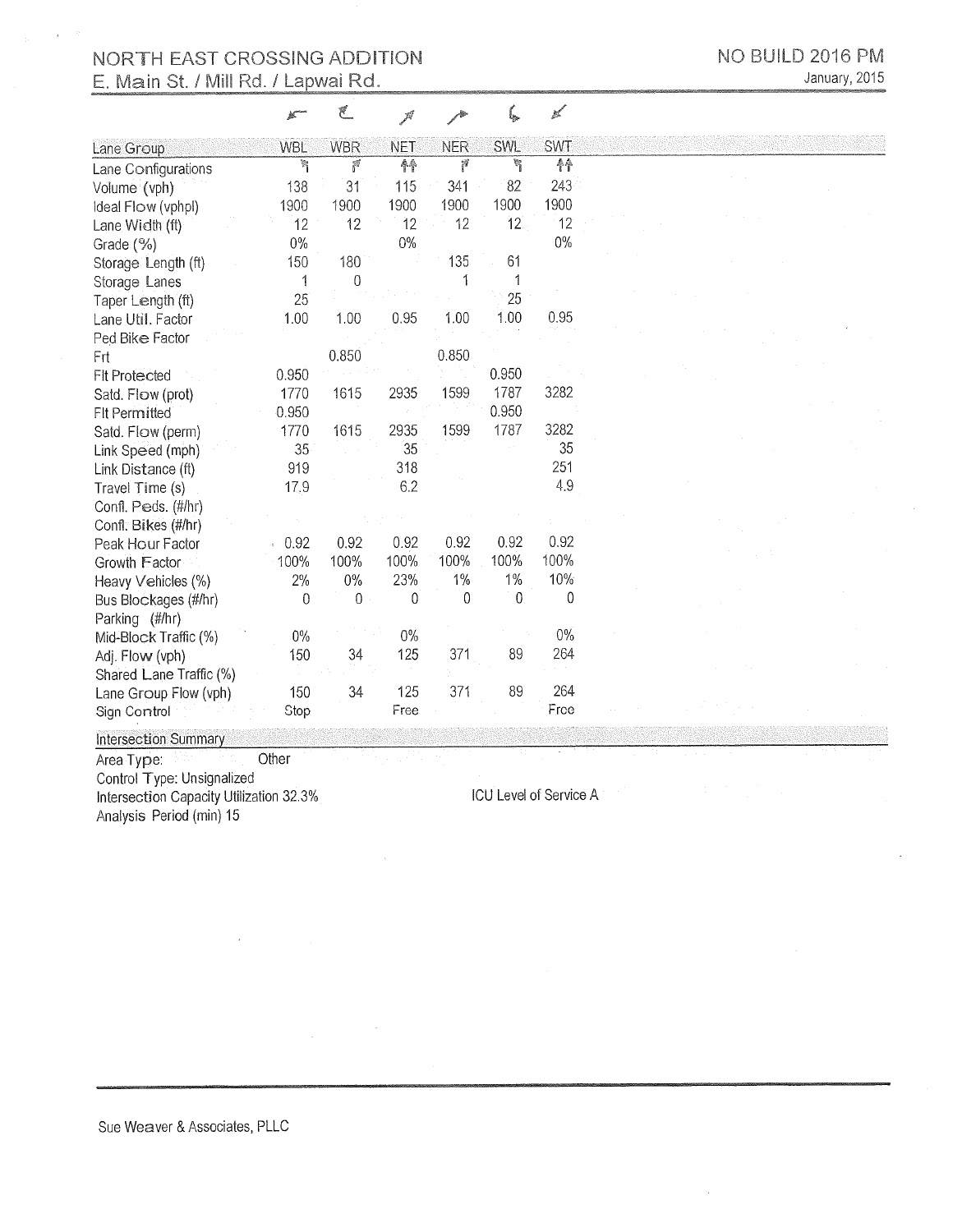# NORTH EAST CROSSING ADDITION
## E. Main St. / Mill Rd. / Lapwai Rd.

NO BUILD 2016 PM
January, 2015

| Lane Group | WBL | WBR | NET | NER | SWL | SWT |
|---|---|---|---|---|---|---|
| Lane Configurations | | | | | | |
| Volume (vph) | 138 | 31 | 115 | 341 | 82 | 243 |
| Ideal Flow (vphpl) | 1900 | 1900 | 1900 | 1900 | 1900 | 1900 |
| Lane Width (ft) | 12 | 12 | 12 | 12 | 12 | 12 |
| Grade (%) | 0% | | 0% | | | 0% |
| Storage Length (ft) | 150 | 180 | | 135 | 61 | |
| Storage Lanes | 1 | 0 | | 1 | 1 | |
| Taper Length (ft) | 25 | | | | 25 | |
| Lane Util. Factor | 1.00 | 1.00 | 0.95 | 1.00 | 1.00 | 0.95 |
| Ped Bike Factor | | | | | | |
| Frt | | 0.850 | | 0.850 | | |
| Flt Protected | 0.950 | | | | 0.950 | |
| Satd. Flow (prot) | 1770 | 1615 | 2935 | 1599 | 1787 | 3282 |
| Flt Permitted | 0.950 | | | | 0.950 | |
| Satd. Flow (perm) | 1770 | 1615 | 2935 | 1599 | 1787 | 3282 |
| Link Speed (mph) | 35 | | 35 | | | 35 |
| Link Distance (ft) | 919 | | 318 | | | 251 |
| Travel Time (s) | 17.9 | | 6.2 | | | 4.9 |
| Confl. Peds. (#/hr) | | | | | | |
| Confl. Bikes (#/hr) | | | | | | |
| Peak Hour Factor | 0.92 | 0.92 | 0.92 | 0.92 | 0.92 | 0.92 |
| Growth Factor | 100% | 100% | 100% | 100% | 100% | 100% |
| Heavy Vehicles (%) | 2% | 0% | 23% | 1% | 1% | 10% |
| Bus Blockages (#/hr) | 0 | 0 | 0 | 0 | 0 | 0 |
| Parking (#/hr) | | | | | | |
| Mid-Block Traffic (%) | 0% | | 0% | | | 0% |
| Adj. Flow (vph) | 150 | 34 | 125 | 371 | 89 | 264 |
| Shared Lane Traffic (%) | | | | | | |
| Lane Group Flow (vph) | 150 | 34 | 125 | 371 | 89 | 264 |
| Sign Control | Stop | | Free | | | Free |

Intersection Summary

Area Type: Other

Control Type: Unsignalized

Intersection Capacity Utilization 32.3% — ICU Level of Service A

Analysis Period (min) 15

Sue Weaver & Associates, PLLC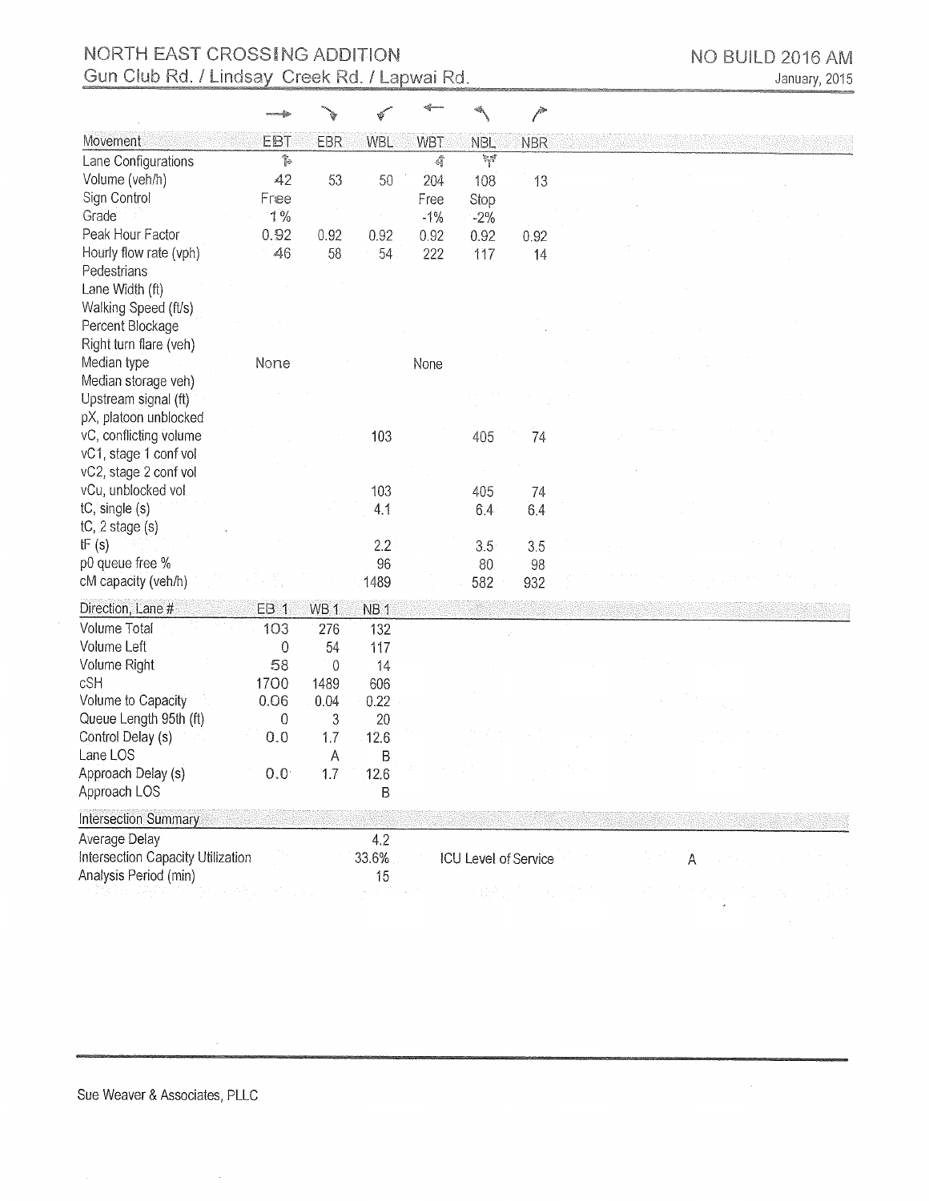# NORTH EAST CROSSING ADDITION

## Gun Club Rd. / Lindsay Creek Rd. / Lapwai Rd.

NO BUILD 2016 AM

January, 2015

| Movement | EBT | EBR | WBL | WBT | NBL | NBR |
|---|---|---|---|---|---|---|
| Lane Configurations | ↱ | | | ↰ | Y | |
| Volume (veh/h) | 42 | 53 | 50 | 204 | 108 | 13 |
| Sign Control | Free | | | Free | Stop | |
| Grade | 1% | | | -1% | -2% | |
| Peak Hour Factor | 0.92 | 0.92 | 0.92 | 0.92 | 0.92 | 0.92 |
| Hourly flow rate (vph) | 46 | 58 | 54 | 222 | 117 | 14 |
| Pedestrians | | | | | | |
| Lane Width (ft) | | | | | | |
| Walking Speed (ft/s) | | | | | | |
| Percent Blockage | | | | | | |
| Right turn flare (veh) | | | | | | |
| Median type | None | | | None | | |
| Median storage veh) | | | | | | |
| Upstream signal (ft) | | | | | | |
| pX, platoon unblocked | | | | | | |
| vC, conflicting volume | | | 103 | | 405 | 74 |
| vC1, stage 1 conf vol | | | | | | |
| vC2, stage 2 conf vol | | | | | | |
| vCu, unblocked vol | | | 103 | | 405 | 74 |
| tC, single (s) | | | 4.1 | | 6.4 | 6.4 |
| tC, 2 stage (s) | | | | | | |
| tF (s) | | | 2.2 | | 3.5 | 3.5 |
| p0 queue free % | | | 96 | | 80 | 98 |
| cM capacity (veh/h) | | | 1489 | | 582 | 932 |

| Direction, Lane # | EB 1 | WB 1 | NB 1 |
|---|---|---|---|
| Volume Total | 103 | 276 | 132 |
| Volume Left | 0 | 54 | 117 |
| Volume Right | 58 | 0 | 14 |
| cSH | 1700 | 1489 | 606 |
| Volume to Capacity | 0.06 | 0.04 | 0.22 |
| Queue Length 95th (ft) | 0 | 3 | 20 |
| Control Delay (s) | 0.0 | 1.7 | 12.6 |
| Lane LOS | | A | B |
| Approach Delay (s) | 0.0 | 1.7 | 12.6 |
| Approach LOS | | | B |

| Intersection Summary | | | |
|---|---|---|---|
| Average Delay | 4.2 | | |
| Intersection Capacity Utilization | 33.6% | ICU Level of Service | A |
| Analysis Period (min) | 15 | | |

Sue Weaver & Associates, PLLC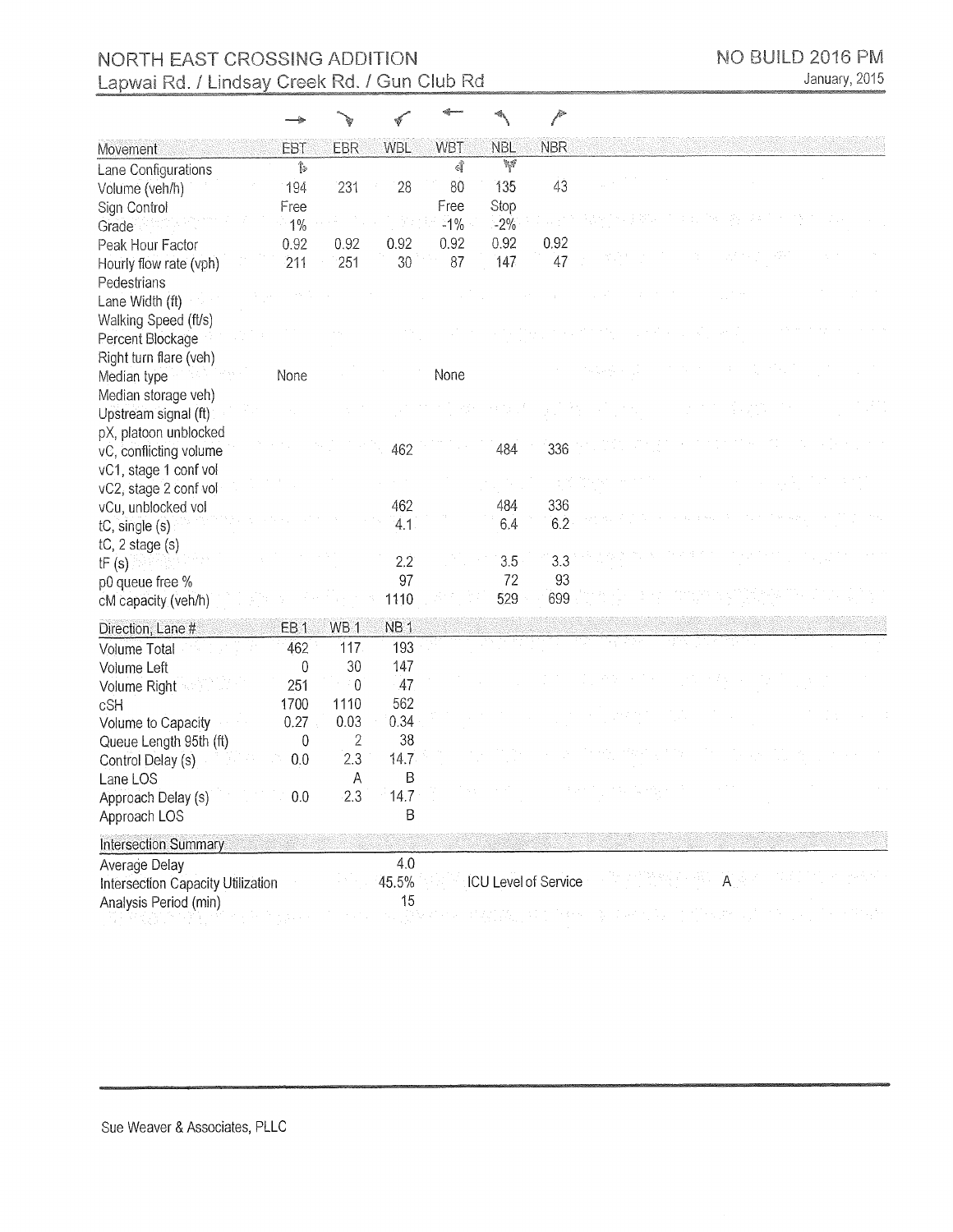# NORTH EAST CROSSING ADDITION
## Lapwai Rd. / Lindsay Creek Rd. / Gun Club Rd

NO BUILD 2016 PM
January, 2015

| Movement | EBT | EBR | WBL | WBT | NBL | NBR |
|---|---|---|---|---|---|---|
| Lane Configurations | | | | | | |
| Volume (veh/h) | 194 | 231 | 28 | 80 | 135 | 43 |
| Sign Control | Free | | | Free | Stop | |
| Grade | 1% | | | -1% | -2% | |
| Peak Hour Factor | 0.92 | 0.92 | 0.92 | 0.92 | 0.92 | 0.92 |
| Hourly flow rate (vph) | 211 | 251 | 30 | 87 | 147 | 47 |
| Pedestrians | | | | | | |
| Lane Width (ft) | | | | | | |
| Walking Speed (ft/s) | | | | | | |
| Percent Blockage | | | | | | |
| Right turn flare (veh) | | | | | | |
| Median type | None | | | None | | |
| Median storage veh) | | | | | | |
| Upstream signal (ft) | | | | | | |
| pX, platoon unblocked | | | | | | |
| vC, conflicting volume | | | 462 | | 484 | 336 |
| vC1, stage 1 conf vol | | | | | | |
| vC2, stage 2 conf vol | | | | | | |
| vCu, unblocked vol | | | 462 | | 484 | 336 |
| tC, single (s) | | | 4.1 | | 6.4 | 6.2 |
| tC, 2 stage (s) | | | | | | |
| tF (s) | | | 2.2 | | 3.5 | 3.3 |
| p0 queue free % | | | 97 | | 72 | 93 |
| cM capacity (veh/h) | | | 1110 | | 529 | 699 |

| Direction, Lane # | EB 1 | WB 1 | NB 1 |
|---|---|---|---|
| Volume Total | 462 | 117 | 193 |
| Volume Left | 0 | 30 | 147 |
| Volume Right | 251 | 0 | 47 |
| cSH | 1700 | 1110 | 562 |
| Volume to Capacity | 0.27 | 0.03 | 0.34 |
| Queue Length 95th (ft) | 0 | 2 | 38 |
| Control Delay (s) | 0.0 | 2.3 | 14.7 |
| Lane LOS | | A | B |
| Approach Delay (s) | 0.0 | 2.3 | 14.7 |
| Approach LOS | | | B |

| Intersection Summary | | | |
|---|---|---|---|
| Average Delay | 4.0 | | |
| Intersection Capacity Utilization | 45.5% | ICU Level of Service | A |
| Analysis Period (min) | 15 | | |

Sue Weaver & Associates, PLLC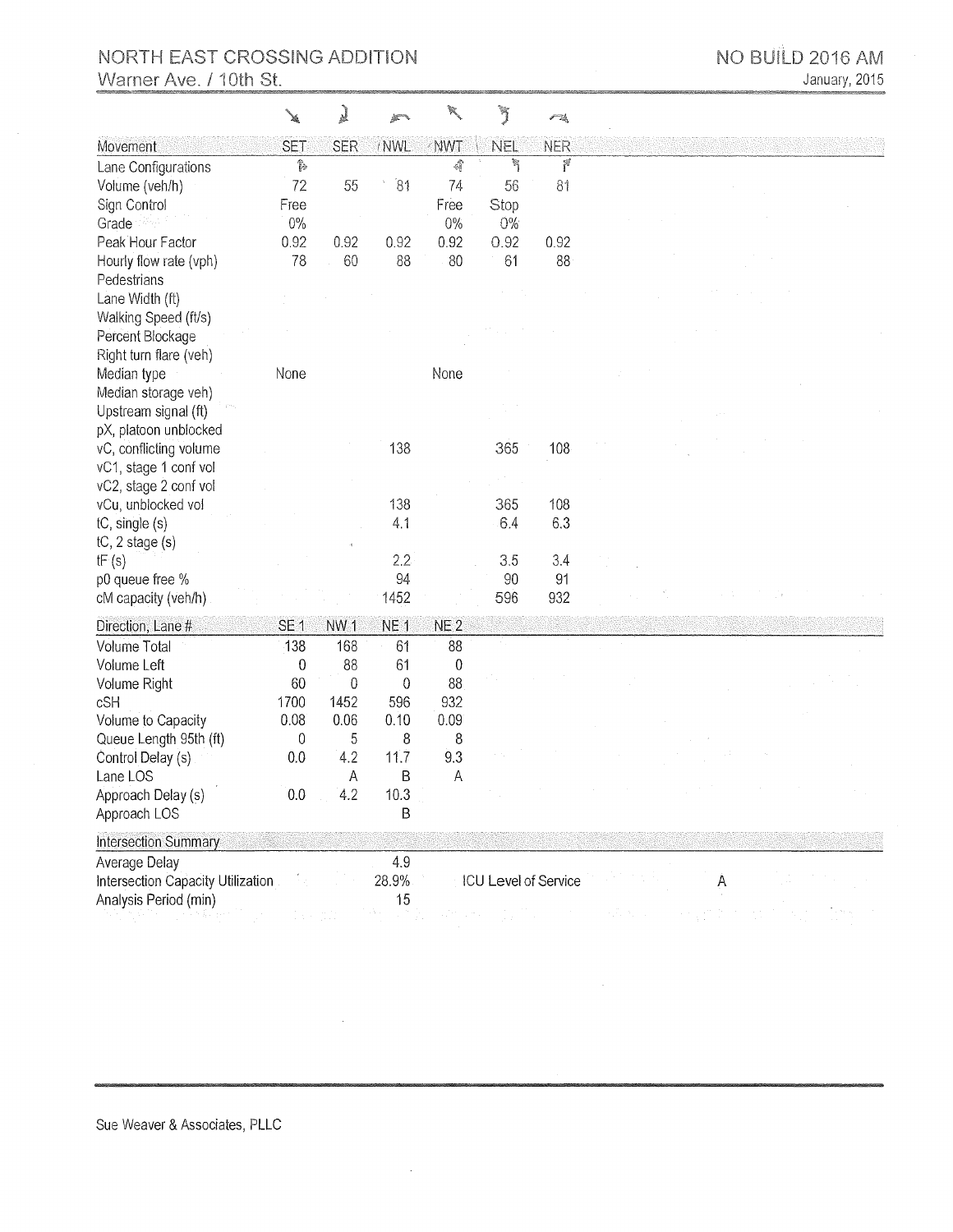# NORTH EAST CROSSING ADDITION

Warner Ave. / 10th St.

NO BUILD 2016 AM

January, 2015

| Movement | SET | SER | NWL | NWT | NEL | NER |
|---|---|---|---|---|---|---|
| Lane Configurations | ↱ | | | ↰ | ↰ | ↱ |
| Volume (veh/h) | 72 | 55 | 81 | 74 | 56 | 81 |
| Sign Control | Free | | | Free | Stop | |
| Grade | 0% | | | 0% | 0% | |
| Peak Hour Factor | 0.92 | 0.92 | 0.92 | 0.92 | 0.92 | 0.92 |
| Hourly flow rate (vph) | 78 | 60 | 88 | 80 | 61 | 88 |
| Pedestrians | | | | | | |
| Lane Width (ft) | | | | | | |
| Walking Speed (ft/s) | | | | | | |
| Percent Blockage | | | | | | |
| Right turn flare (veh) | | | | | | |
| Median type | None | | | None | | |
| Median storage veh) | | | | | | |
| Upstream signal (ft) | | | | | | |
| pX, platoon unblocked | | | | | | |
| vC, conflicting volume | | | 138 | | 365 | 108 |
| vC1, stage 1 conf vol | | | | | | |
| vC2, stage 2 conf vol | | | | | | |
| vCu, unblocked vol | | | 138 | | 365 | 108 |
| tC, single (s) | | | 4.1 | | 6.4 | 6.3 |
| tC, 2 stage (s) | | | | | | |
| tF (s) | | | 2.2 | | 3.5 | 3.4 |
| p0 queue free % | | | 94 | | 90 | 91 |
| cM capacity (veh/h) | | | 1452 | | 596 | 932 |

| Direction, Lane # | SE 1 | NW 1 | NE 1 | NE 2 |
|---|---|---|---|---|
| Volume Total | 138 | 168 | 61 | 88 |
| Volume Left | 0 | 88 | 61 | 0 |
| Volume Right | 60 | 0 | 0 | 88 |
| cSH | 1700 | 1452 | 596 | 932 |
| Volume to Capacity | 0.08 | 0.06 | 0.10 | 0.09 |
| Queue Length 95th (ft) | 0 | 5 | 8 | 8 |
| Control Delay (s) | 0.0 | 4.2 | 11.7 | 9.3 |
| Lane LOS | | A | B | A |
| Approach Delay (s) | 0.0 | 4.2 | 10.3 | |
| Approach LOS | | | B | |

| Intersection Summary | | | |
|---|---|---|---|
| Average Delay | 4.9 | | |
| Intersection Capacity Utilization | 28.9% | ICU Level of Service | A |
| Analysis Period (min) | 15 | | |

Sue Weaver & Associates, PLLC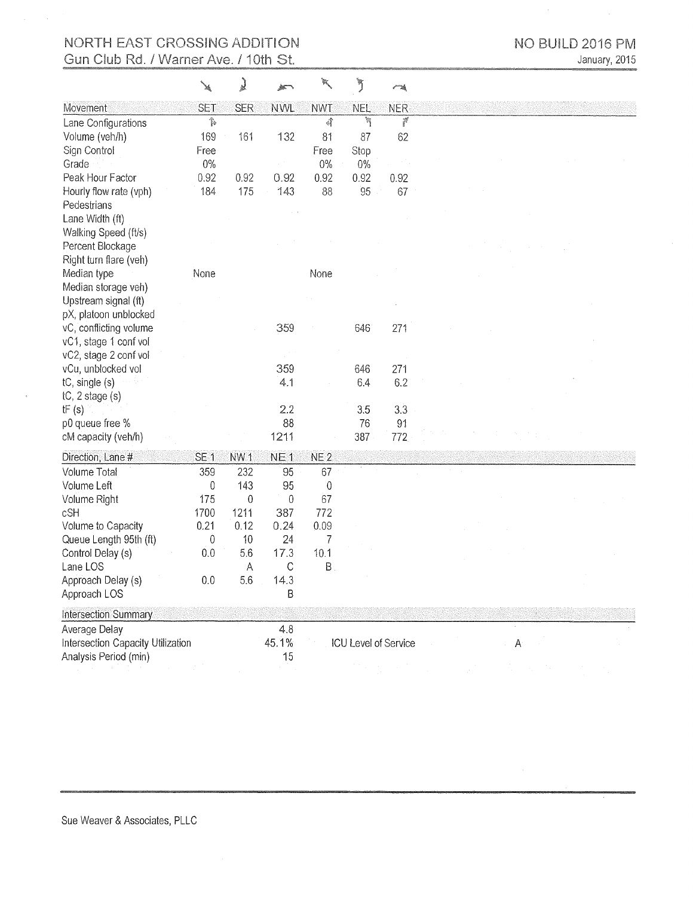# NORTH EAST CROSSING ADDITION
## Gun Club Rd. / Warner Ave. / 10th St.

**NO BUILD 2016 PM**
January, 2015

| Movement | SET | SER | NWL | NWT | NEL | NER |
|---|---|---|---|---|---|---|
| Lane Configurations | | | | | | |
| Volume (veh/h) | 169 | 161 | 132 | 81 | 87 | 62 |
| Sign Control | Free | | | Free | Stop | |
| Grade | 0% | | | 0% | 0% | |
| Peak Hour Factor | 0.92 | 0.92 | 0.92 | 0.92 | 0.92 | 0.92 |
| Hourly flow rate (vph) | 184 | 175 | 143 | 88 | 95 | 67 |
| Pedestrians | | | | | | |
| Lane Width (ft) | | | | | | |
| Walking Speed (ft/s) | | | | | | |
| Percent Blockage | | | | | | |
| Right turn flare (veh) | | | | | | |
| Median type | None | | | None | | |
| Median storage veh) | | | | | | |
| Upstream signal (ft) | | | | | | |
| pX, platoon unblocked | | | | | | |
| vC, conflicting volume | | | 359 | | 646 | 271 |
| vC1, stage 1 conf vol | | | | | | |
| vC2, stage 2 conf vol | | | | | | |
| vCu, unblocked vol | | | 359 | | 646 | 271 |
| tC, single (s) | | | 4.1 | | 6.4 | 6.2 |
| tC, 2 stage (s) | | | | | | |
| tF (s) | | | 2.2 | | 3.5 | 3.3 |
| p0 queue free % | | | 88 | | 76 | 91 |
| cM capacity (veh/h) | | | 1211 | | 387 | 772 |

| Direction, Lane # | SE 1 | NW 1 | NE 1 | NE 2 |
|---|---|---|---|---|
| Volume Total | 359 | 232 | 95 | 67 |
| Volume Left | 0 | 143 | 95 | 0 |
| Volume Right | 175 | 0 | 0 | 67 |
| cSH | 1700 | 1211 | 387 | 772 |
| Volume to Capacity | 0.21 | 0.12 | 0.24 | 0.09 |
| Queue Length 95th (ft) | 0 | 10 | 24 | 7 |
| Control Delay (s) | 0.0 | 5.6 | 17.3 | 10.1 |
| Lane LOS | | A | C | B |
| Approach Delay (s) | 0.0 | 5.6 | 14.3 | |
| Approach LOS | | | B | |

| Intersection Summary | | | |
|---|---|---|---|
| Average Delay | 4.8 | | |
| Intersection Capacity Utilization | 45.1% | ICU Level of Service | A |
| Analysis Period (min) | 15 | | |

Sue Weaver & Associates, PLLC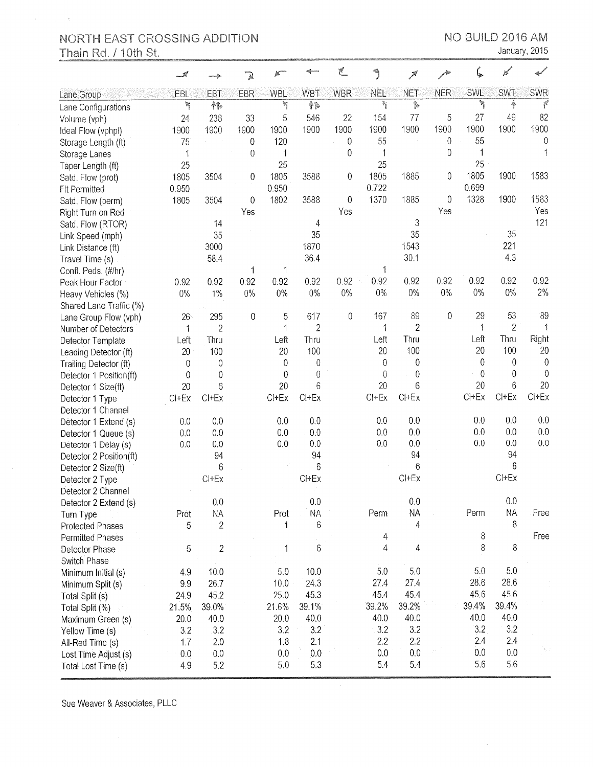NORTH EAST CROSSING ADDITION
Thain Rd. / 10th St.

NO BUILD 2016 AM
January, 2015

| Lane Group | EBL | EBT | EBR | WBL | WBT | WBR | NEL | NET | NER | SWL | SWT | SWR |
|---|---|---|---|---|---|---|---|---|---|---|---|---|
| Lane Configurations | | | | | | | | | | | | |
| Volume (vph) | 24 | 238 | 33 | 5 | 546 | 22 | 154 | 77 | 5 | 27 | 49 | 82 |
| Ideal Flow (vphpl) | 1900 | 1900 | 1900 | 1900 | 1900 | 1900 | 1900 | 1900 | 1900 | 1900 | 1900 | 1900 |
| Storage Length (ft) | 75 | | 0 | 120 | | 0 | 55 | | 0 | 55 | | 0 |
| Storage Lanes | 1 | | 0 | 1 | | 0 | 1 | | 0 | 1 | | 1 |
| Taper Length (ft) | 25 | | | 25 | | | 25 | | | 25 | | |
| Satd. Flow (prot) | 1805 | 3504 | 0 | 1805 | 3588 | 0 | 1805 | 1885 | 0 | 1805 | 1900 | 1583 |
| Flt Permitted | 0.950 | | | 0.950 | | | 0.722 | | | 0.699 | | |
| Satd. Flow (perm) | 1805 | 3504 | 0 | 1802 | 3588 | 0 | 1370 | 1885 | 0 | 1328 | 1900 | 1583 |
| Right Turn on Red | | | Yes | | | Yes | | | Yes | | | Yes |
| Satd. Flow (RTOR) | | 14 | | | 4 | | | 3 | | | | 121 |
| Link Speed (mph) | | 35 | | | 35 | | | 35 | | | 35 | |
| Link Distance (ft) | | 3000 | | | 1870 | | | 1543 | | | 221 | |
| Travel Time (s) | | 58.4 | | | 36.4 | | | 30.1 | | | 4.3 | |
| Confl. Peds. (#/hr) | | | 1 | 1 | | | 1 | | | | | |
| Peak Hour Factor | 0.92 | 0.92 | 0.92 | 0.92 | 0.92 | 0.92 | 0.92 | 0.92 | 0.92 | 0.92 | 0.92 | 0.92 |
| Heavy Vehicles (%) | 0% | 1% | 0% | 0% | 0% | 0% | 0% | 0% | 0% | 0% | 0% | 2% |
| Shared Lane Traffic (%) | | | | | | | | | | | | |
| Lane Group Flow (vph) | 26 | 295 | 0 | 5 | 617 | 0 | 167 | 89 | 0 | 29 | 53 | 89 |
| Number of Detectors | 1 | 2 | | 1 | 2 | | 1 | 2 | | 1 | 2 | 1 |
| Detector Template | Left | Thru | | Left | Thru | | Left | Thru | | Left | Thru | Right |
| Leading Detector (ft) | 20 | 100 | | 20 | 100 | | 20 | 100 | | 20 | 100 | 20 |
| Trailing Detector (ft) | 0 | 0 | | 0 | 0 | | 0 | 0 | | 0 | 0 | 0 |
| Detector 1 Position(ft) | 0 | 0 | | 0 | 0 | | 0 | 0 | | 0 | 0 | 0 |
| Detector 1 Size(ft) | 20 | 6 | | 20 | 6 | | 20 | 6 | | 20 | 6 | 20 |
| Detector 1 Type | Cl+Ex | Cl+Ex | | Cl+Ex | Cl+Ex | | Cl+Ex | Cl+Ex | | Cl+Ex | Cl+Ex | Cl+Ex |
| Detector 1 Channel | | | | | | | | | | | | |
| Detector 1 Extend (s) | 0.0 | 0.0 | | 0.0 | 0.0 | | 0.0 | 0.0 | | 0.0 | 0.0 | 0.0 |
| Detector 1 Queue (s) | 0.0 | 0.0 | | 0.0 | 0.0 | | 0.0 | 0.0 | | 0.0 | 0.0 | 0.0 |
| Detector 1 Delay (s) | 0.0 | 0.0 | | 0.0 | 0.0 | | 0.0 | 0.0 | | 0.0 | 0.0 | 0.0 |
| Detector 2 Position(ft) | | 94 | | | 94 | | | 94 | | | 94 | |
| Detector 2 Size(ft) | | 6 | | | 6 | | | 6 | | | 6 | |
| Detector 2 Type | | Cl+Ex | | | Cl+Ex | | | Cl+Ex | | | Cl+Ex | |
| Detector 2 Channel | | | | | | | | | | | | |
| Detector 2 Extend (s) | | 0.0 | | | 0.0 | | | 0.0 | | | 0.0 | |
| Turn Type | Prot | NA | | Prot | NA | | Perm | NA | | Perm | NA | Free |
| Protected Phases | 5 | 2 | | 1 | 6 | | | 4 | | | 8 | |
| Permitted Phases | | | | | | | 4 | | | 8 | | Free |
| Detector Phase | 5 | 2 | | 1 | 6 | | 4 | 4 | | 8 | 8 | |
| Switch Phase | | | | | | | | | | | | |
| Minimum Initial (s) | 4.9 | 10.0 | | 5.0 | 10.0 | | 5.0 | 5.0 | | 5.0 | 5.0 | |
| Minimum Split (s) | 9.9 | 26.7 | | 10.0 | 24.3 | | 27.4 | 27.4 | | 28.6 | 28.6 | |
| Total Split (s) | 24.9 | 45.2 | | 25.0 | 45.3 | | 45.4 | 45.4 | | 45.6 | 45.6 | |
| Total Split (%) | 21.5% | 39.0% | | 21.6% | 39.1% | | 39.2% | 39.2% | | 39.4% | 39.4% | |
| Maximum Green (s) | 20.0 | 40.0 | | 20.0 | 40.0 | | 40.0 | 40.0 | | 40.0 | 40.0 | |
| Yellow Time (s) | 3.2 | 3.2 | | 3.2 | 3.2 | | 3.2 | 3.2 | | 3.2 | 3.2 | |
| All-Red Time (s) | 1.7 | 2.0 | | 1.8 | 2.1 | | 2.2 | 2.2 | | 2.4 | 2.4 | |
| Lost Time Adjust (s) | 0.0 | 0.0 | | 0.0 | 0.0 | | 0.0 | 0.0 | | 0.0 | 0.0 | |
| Total Lost Time (s) | 4.9 | 5.2 | | 5.0 | 5.3 | | 5.4 | 5.4 | | 5.6 | 5.6 | |

Sue Weaver & Associates, PLLC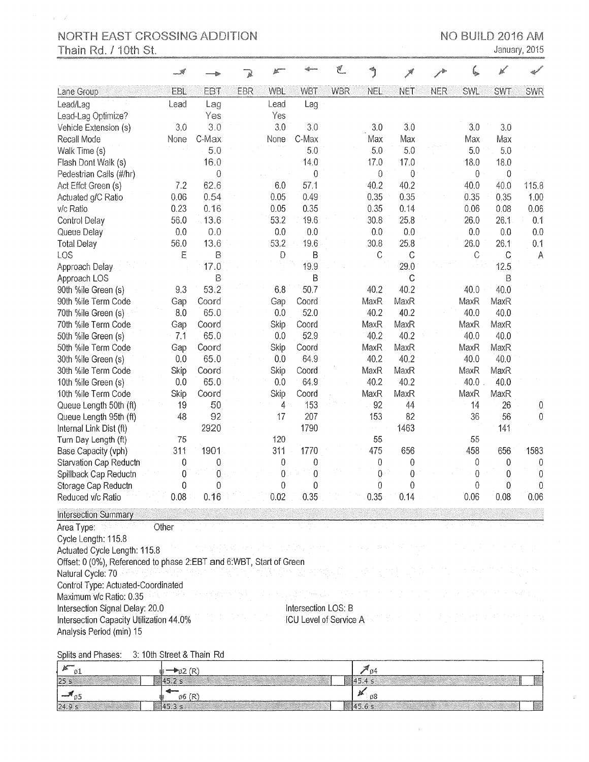NORTH EAST CROSSING ADDITION
Thain Rd. / 10th St.

NO BUILD 2016 AM
January, 2015

| Lane Group | EBL | EBT | EBR | WBL | WBT | WBR | NEL | NET | NER | SWL | SWT | SWR |
|---|---|---|---|---|---|---|---|---|---|---|---|---|
| Lead/Lag | Lead | Lag | | Lead | Lag | | | | | | | |
| Lead-Lag Optimize? | | Yes | | Yes | | | | | | | | |
| Vehicle Extension (s) | 3.0 | 3.0 | | 3.0 | 3.0 | | 3.0 | 3.0 | | 3.0 | 3.0 | |
| Recall Mode | None | C-Max | | None | C-Max | | Max | Max | | Max | Max | |
| Walk Time (s) | | 5.0 | | | 5.0 | | 5.0 | 5.0 | | 5.0 | 5.0 | |
| Flash Dont Walk (s) | | 16.0 | | | 14.0 | | 17.0 | 17.0 | | 18.0 | 18.0 | |
| Pedestrian Calls (#/hr) | | 0 | | | 0 | | 0 | 0 | | 0 | 0 | |
| Act Effct Green (s) | 7.2 | 62.6 | | 6.0 | 57.1 | | 40.2 | 40.2 | | 40.0 | 40.0 | 115.8 |
| Actuated g/C Ratio | 0.06 | 0.54 | | 0.05 | 0.49 | | 0.35 | 0.35 | | 0.35 | 0.35 | 1.00 |
| v/c Ratio | 0.23 | 0.16 | | 0.05 | 0.35 | | 0.35 | 0.14 | | 0.06 | 0.08 | 0.06 |
| Control Delay | 56.0 | 13.6 | | 53.2 | 19.6 | | 30.8 | 25.8 | | 26.0 | 26.1 | 0.1 |
| Queue Delay | 0.0 | 0.0 | | 0.0 | 0.0 | | 0.0 | 0.0 | | 0.0 | 0.0 | 0.0 |
| Total Delay | 56.0 | 13.6 | | 53.2 | 19.6 | | 30.8 | 25.8 | | 26.0 | 26.1 | 0.1 |
| LOS | E | B | | D | B | | C | C | | C | C | A |
| Approach Delay | | 17.0 | | | 19.9 | | | 29.0 | | | 12.5 | |
| Approach LOS | | B | | | B | | | C | | | B | |
| 90th %ile Green (s) | 9.3 | 53.2 | | 6.8 | 50.7 | | 40.2 | 40.2 | | 40.0 | 40.0 | |
| 90th %ile Term Code | Gap | Coord | | Gap | Coord | | MaxR | MaxR | | MaxR | MaxR | |
| 70th %ile Green (s) | 8.0 | 65.0 | | 0.0 | 52.0 | | 40.2 | 40.2 | | 40.0 | 40.0 | |
| 70th %ile Term Code | Gap | Coord | | Skip | Coord | | MaxR | MaxR | | MaxR | MaxR | |
| 50th %ile Green (s) | 7.1 | 65.0 | | 0.0 | 52.9 | | 40.2 | 40.2 | | 40.0 | 40.0 | |
| 50th %ile Term Code | Gap | Coord | | Skip | Coord | | MaxR | MaxR | | MaxR | MaxR | |
| 30th %ile Green (s) | 0.0 | 65.0 | | 0.0 | 64.9 | | 40.2 | 40.2 | | 40.0 | 40.0 | |
| 30th %ile Term Code | Skip | Coord | | Skip | Coord | | MaxR | MaxR | | MaxR | MaxR | |
| 10th %ile Green (s) | 0.0 | 65.0 | | 0.0 | 64.9 | | 40.2 | 40.2 | | 40.0 | 40.0 | |
| 10th %ile Term Code | Skip | Coord | | Skip | Coord | | MaxR | MaxR | | MaxR | MaxR | |
| Queue Length 50th (ft) | 19 | 50 | | 4 | 153 | | 92 | 44 | | 14 | 26 | 0 |
| Queue Length 95th (ft) | 48 | 92 | | 17 | 207 | | 153 | 82 | | 36 | 56 | 0 |
| Internal Link Dist (ft) | | 2920 | | | 1790 | | | 1463 | | | 141 | |
| Turn Bay Length (ft) | 75 | | | 120 | | | 55 | | | 55 | | |
| Base Capacity (vph) | 311 | 1901 | | 311 | 1770 | | 475 | 656 | | 458 | 656 | 1583 |
| Starvation Cap Reductn | 0 | 0 | | 0 | 0 | | 0 | 0 | | 0 | 0 | 0 |
| Spillback Cap Reductn | 0 | 0 | | 0 | 0 | | 0 | 0 | | 0 | 0 | 0 |
| Storage Cap Reductn | 0 | 0 | | 0 | 0 | | 0 | 0 | | 0 | 0 | 0 |
| Reduced v/c Ratio | 0.08 | 0.16 | | 0.02 | 0.35 | | 0.35 | 0.14 | | 0.06 | 0.08 | 0.06 |

**Intersection Summary**

Area Type: Other
Cycle Length: 115.8
Actuated Cycle Length: 115.8
Offset: 0 (0%), Referenced to phase 2:EBT and 6:WBT, Start of Green
Natural Cycle: 70
Control Type: Actuated-Coordinated
Maximum v/c Ratio: 0.35
Intersection Signal Delay: 20.0 — Intersection LOS: B
Intersection Capacity Utilization 44.0% — ICU Level of Service A
Analysis Period (min) 15

Splits and Phases: 3: 10th Street & Thain Rd

| ø1 | ø2 (R) | ø4 |
|---|---|---|
| 25 s | 45.2 s | 45.4 s |
| **ø5** | **ø6 (R)** | **ø8** |
| 24.9 s | 45.3 s | 45.6 s |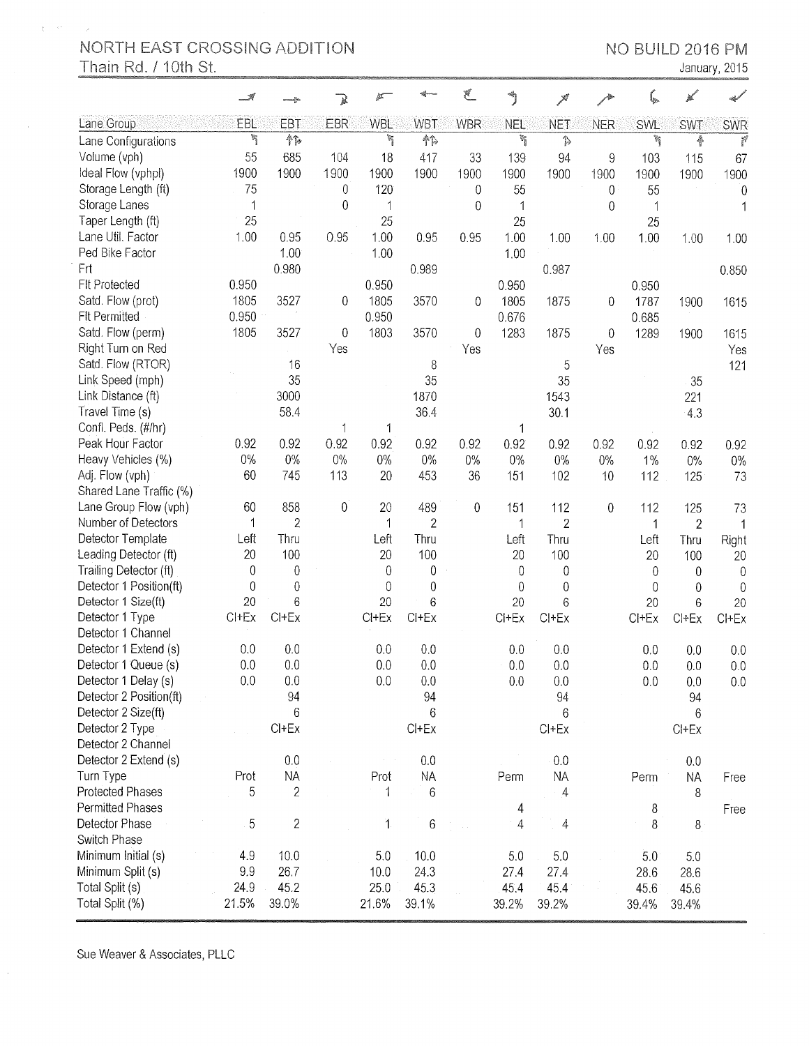NORTH EAST CROSSING ADDITION

NO BUILD 2016 PM

Thain Rd. / 10th St.

January, 2015

| Lane Group | EBL | EBT | EBR | WBL | WBT | WBR | NEL | NET | NER | SWL | SWT | SWR |
|---|---|---|---|---|---|---|---|---|---|---|---|---|
| Lane Configurations | ↰ | ↑↱ | | ↰ | ↑↱ | | ↰ | ↱ | | ↰ | ↑ | ↱ |
| Volume (vph) | 55 | 685 | 104 | 18 | 417 | 33 | 139 | 94 | 9 | 103 | 115 | 67 |
| Ideal Flow (vphpl) | 1900 | 1900 | 1900 | 1900 | 1900 | 1900 | 1900 | 1900 | 1900 | 1900 | 1900 | 1900 |
| Storage Length (ft) | 75 | | 0 | 120 | | 0 | 55 | | 0 | 55 | | 0 |
| Storage Lanes | 1 | | 0 | 1 | | 0 | 1 | | 0 | 1 | | 1 |
| Taper Length (ft) | 25 | | | 25 | | | 25 | | | 25 | | |
| Lane Util. Factor | 1.00 | 0.95 | 0.95 | 1.00 | 0.95 | 0.95 | 1.00 | 1.00 | 1.00 | 1.00 | 1.00 | 1.00 |
| Ped Bike Factor | | 1.00 | | 1.00 | | | 1.00 | | | | | |
| Frt | | 0.980 | | | 0.989 | | | 0.987 | | | | 0.850 |
| Flt Protected | 0.950 | | | 0.950 | | | 0.950 | | | 0.950 | | |
| Satd. Flow (prot) | 1805 | 3527 | 0 | 1805 | 3570 | 0 | 1805 | 1875 | 0 | 1787 | 1900 | 1615 |
| Flt Permitted | 0.950 | | | 0.950 | | | 0.676 | | | 0.685 | | |
| Satd. Flow (perm) | 1805 | 3527 | 0 | 1803 | 3570 | 0 | 1283 | 1875 | 0 | 1289 | 1900 | 1615 |
| Right Turn on Red | | | Yes | | | Yes | | | Yes | | | Yes |
| Satd. Flow (RTOR) | | 16 | | | 8 | | | 5 | | | | 121 |
| Link Speed (mph) | | 35 | | | 35 | | | 35 | | | 35 | |
| Link Distance (ft) | | 3000 | | | 1870 | | | 1543 | | | 221 | |
| Travel Time (s) | | 58.4 | | | 36.4 | | | 30.1 | | | 4.3 | |
| Confl. Peds. (#/hr) | | | 1 | 1 | | | 1 | | | | | |
| Peak Hour Factor | 0.92 | 0.92 | 0.92 | 0.92 | 0.92 | 0.92 | 0.92 | 0.92 | 0.92 | 0.92 | 0.92 | 0.92 |
| Heavy Vehicles (%) | 0% | 0% | 0% | 0% | 0% | 0% | 0% | 0% | 0% | 1% | 0% | 0% |
| Adj. Flow (vph) | 60 | 745 | 113 | 20 | 453 | 36 | 151 | 102 | 10 | 112 | 125 | 73 |
| Shared Lane Traffic (%) | | | | | | | | | | | | |
| Lane Group Flow (vph) | 60 | 858 | 0 | 20 | 489 | 0 | 151 | 112 | 0 | 112 | 125 | 73 |
| Number of Detectors | 1 | 2 | | 1 | 2 | | 1 | 2 | | 1 | 2 | 1 |
| Detector Template | Left | Thru | | Left | Thru | | Left | Thru | | Left | Thru | Right |
| Leading Detector (ft) | 20 | 100 | | 20 | 100 | | 20 | 100 | | 20 | 100 | 20 |
| Trailing Detector (ft) | 0 | 0 | | 0 | 0 | | 0 | 0 | | 0 | 0 | 0 |
| Detector 1 Position(ft) | 0 | 0 | | 0 | 0 | | 0 | 0 | | 0 | 0 | 0 |
| Detector 1 Size(ft) | 20 | 6 | | 20 | 6 | | 20 | 6 | | 20 | 6 | 20 |
| Detector 1 Type | Cl+Ex | Cl+Ex | | Cl+Ex | Cl+Ex | | Cl+Ex | Cl+Ex | | Cl+Ex | Cl+Ex | Cl+Ex |
| Detector 1 Channel | | | | | | | | | | | | |
| Detector 1 Extend (s) | 0.0 | 0.0 | | 0.0 | 0.0 | | 0.0 | 0.0 | | 0.0 | 0.0 | 0.0 |
| Detector 1 Queue (s) | 0.0 | 0.0 | | 0.0 | 0.0 | | 0.0 | 0.0 | | 0.0 | 0.0 | 0.0 |
| Detector 1 Delay (s) | 0.0 | 0.0 | | 0.0 | 0.0 | | 0.0 | 0.0 | | 0.0 | 0.0 | 0.0 |
| Detector 2 Position(ft) | | 94 | | | 94 | | | 94 | | | 94 | |
| Detector 2 Size(ft) | | 6 | | | 6 | | | 6 | | | 6 | |
| Detector 2 Type | | Cl+Ex | | | Cl+Ex | | | Cl+Ex | | | Cl+Ex | |
| Detector 2 Channel | | | | | | | | | | | | |
| Detector 2 Extend (s) | | 0.0 | | | 0.0 | | | 0.0 | | | 0.0 | |
| Turn Type | Prot | NA | | Prot | NA | | Perm | NA | | Perm | NA | Free |
| Protected Phases | 5 | 2 | | 1 | 6 | | | 4 | | | 8 | |
| Permitted Phases | | | | | | | 4 | | | 8 | | Free |
| Detector Phase | 5 | 2 | | 1 | 6 | | 4 | 4 | | 8 | 8 | |
| Switch Phase | | | | | | | | | | | | |
| Minimum Initial (s) | 4.9 | 10.0 | | 5.0 | 10.0 | | 5.0 | 5.0 | | 5.0 | 5.0 | |
| Minimum Split (s) | 9.9 | 26.7 | | 10.0 | 24.3 | | 27.4 | 27.4 | | 28.6 | 28.6 | |
| Total Split (s) | 24.9 | 45.2 | | 25.0 | 45.3 | | 45.4 | 45.4 | | 45.6 | 45.6 | |
| Total Split (%) | 21.5% | 39.0% | | 21.6% | 39.1% | | 39.2% | 39.2% | | 39.4% | 39.4% | |

Sue Weaver & Associates, PLLC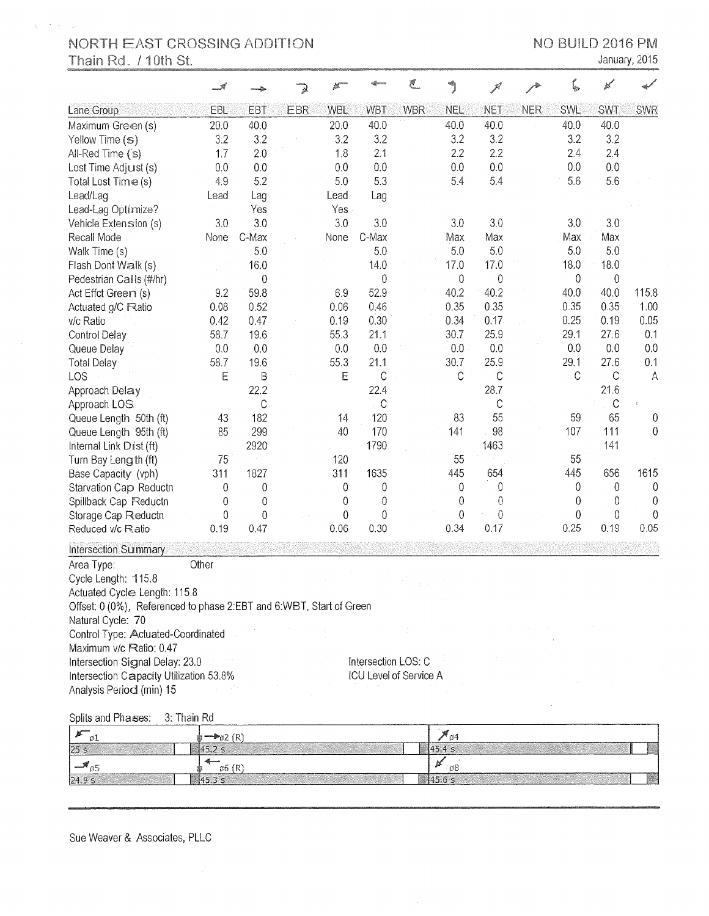NORTH EAST CROSSING ADDITION
Thain Rd. / 10th St.

NO BUILD 2016 PM
January, 2015

| Lane Group | EBL | EBT | EBR | WBL | WBT | WBR | NEL | NET | NER | SWL | SWT | SWR |
|---|---|---|---|---|---|---|---|---|---|---|---|---|
| Maximum Green (s) | 20.0 | 40.0 | | 20.0 | 40.0 | | 40.0 | 40.0 | | 40.0 | 40.0 | |
| Yellow Time (s) | 3.2 | 3.2 | | 3.2 | 3.2 | | 3.2 | 3.2 | | 3.2 | 3.2 | |
| All-Red Time (s) | 1.7 | 2.0 | | 1.8 | 2.1 | | 2.2 | 2.2 | | 2.4 | 2.4 | |
| Lost Time Adjust (s) | 0.0 | 0.0 | | 0.0 | 0.0 | | 0.0 | 0.0 | | 0.0 | 0.0 | |
| Total Lost Time (s) | 4.9 | 5.2 | | 5.0 | 5.3 | | 5.4 | 5.4 | | 5.6 | 5.6 | |
| Lead/Lag | Lead | Lag | | Lead | Lag | | | | | | | |
| Lead-Lag Optimize? | | Yes | | Yes | | | | | | | | |
| Vehicle Extension (s) | 3.0 | 3.0 | | 3.0 | 3.0 | | 3.0 | 3.0 | | 3.0 | 3.0 | |
| Recall Mode | None | C-Max | | None | C-Max | | Max | Max | | Max | Max | |
| Walk Time (s) | | 5.0 | | | 5.0 | | 5.0 | 5.0 | | 5.0 | 5.0 | |
| Flash Dont Walk (s) | | 16.0 | | | 14.0 | | 17.0 | 17.0 | | 18.0 | 18.0 | |
| Pedestrian Calls (#/hr) | | 0 | | | 0 | | 0 | 0 | | 0 | 0 | |
| Act Effct Green (s) | 9.2 | 59.8 | | 6.9 | 52.9 | | 40.2 | 40.2 | | 40.0 | 40.0 | 115.8 |
| Actuated g/C Ratio | 0.08 | 0.52 | | 0.06 | 0.46 | | 0.35 | 0.35 | | 0.35 | 0.35 | 1.00 |
| v/c Ratio | 0.42 | 0.47 | | 0.19 | 0.30 | | 0.34 | 0.17 | | 0.25 | 0.19 | 0.05 |
| Control Delay | 58.7 | 19.6 | | 55.3 | 21.1 | | 30.7 | 25.9 | | 29.1 | 27.6 | 0.1 |
| Queue Delay | 0.0 | 0.0 | | 0.0 | 0.0 | | 0.0 | 0.0 | | 0.0 | 0.0 | 0.0 |
| Total Delay | 58.7 | 19.6 | | 55.3 | 21.1 | | 30.7 | 25.9 | | 29.1 | 27.6 | 0.1 |
| LOS | E | B | | E | C | | C | C | | C | C | A |
| Approach Delay | | 22.2 | | | 22.4 | | | 28.7 | | | 21.6 | |
| Approach LOS | | C | | | C | | | C | | | C | |
| Queue Length 50th (ft) | 43 | 182 | | 14 | 120 | | 83 | 55 | | 59 | 65 | 0 |
| Queue Length 95th (ft) | 85 | 299 | | 40 | 170 | | 141 | 98 | | 107 | 111 | 0 |
| Internal Link Dist (ft) | | 2920 | | | 1790 | | | 1463 | | | 141 | |
| Turn Bay Length (ft) | 75 | | | 120 | | | 55 | | | 55 | | |
| Base Capacity (vph) | 311 | 1827 | | 311 | 1635 | | 445 | 654 | | 445 | 656 | 1615 |
| Starvation Cap Reductn | 0 | 0 | | 0 | 0 | | 0 | 0 | | 0 | 0 | 0 |
| Spillback Cap Reductn | 0 | 0 | | 0 | 0 | | 0 | 0 | | 0 | 0 | 0 |
| Storage Cap Reductn | 0 | 0 | | 0 | 0 | | 0 | 0 | | 0 | 0 | 0 |
| Reduced v/c Ratio | 0.19 | 0.47 | | 0.06 | 0.30 | | 0.34 | 0.17 | | 0.25 | 0.19 | 0.05 |

**Intersection Summary**

Area Type: Other
Cycle Length: 115.8
Actuated Cycle Length: 115.8
Offset: 0 (0%), Referenced to phase 2:EBT and 6:WBT, Start of Green
Natural Cycle: 70
Control Type: Actuated-Coordinated
Maximum v/c Ratio: 0.47
Intersection Signal Delay: 23.0 — Intersection LOS: C
Intersection Capacity Utilization 53.8% — ICU Level of Service A
Analysis Period (min) 15

Splits and Phases: 3: Thain Rd

| ø1 | ø2 (R) | ø4 |
|---|---|---|
| 25 s | 45.2 s | 45.4 s |
| **ø5** | **ø6 (R)** | **ø8** |
| 24.9 s | 45.3 s | 45.6 s |

Sue Weaver & Associates, PLLC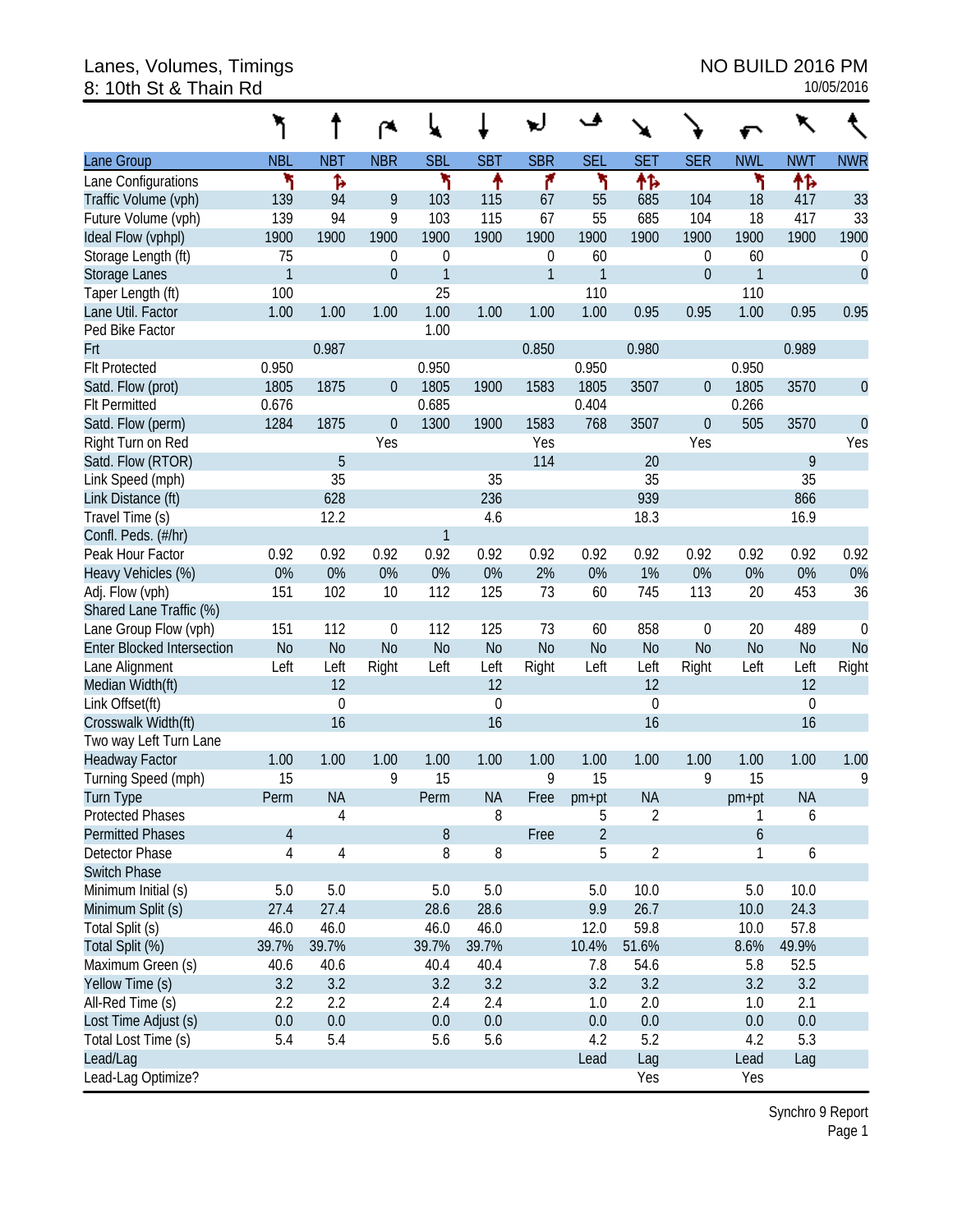# Lanes, Volumes, Timings
## 8: 10th St & Thain Rd

NO BUILD 2016 PM
10/05/2016

| Lane Group | NBL | NBT | NBR | SBL | SBT | SBR | SEL | SET | SER | NWL | NWT | NWR |
|---|---|---|---|---|---|---|---|---|---|---|---|---|
| Lane Configurations | ↰ | ↑↱ | | ↰ | ↑ | ↱ | ↰ | ↑↑↱ | | ↰ | ↑↑↱ | |
| Traffic Volume (vph) | 139 | 94 | 9 | 103 | 115 | 67 | 55 | 685 | 104 | 18 | 417 | 33 |
| Future Volume (vph) | 139 | 94 | 9 | 103 | 115 | 67 | 55 | 685 | 104 | 18 | 417 | 33 |
| Ideal Flow (vphpl) | 1900 | 1900 | 1900 | 1900 | 1900 | 1900 | 1900 | 1900 | 1900 | 1900 | 1900 | 1900 |
| Storage Length (ft) | 75 | | 0 | 0 | | 0 | 60 | | 0 | 60 | | 0 |
| Storage Lanes | 1 | | 0 | 1 | | 1 | 1 | | 0 | 1 | | 0 |
| Taper Length (ft) | 100 | | | 25 | | | 110 | | | 110 | | |
| Lane Util. Factor | 1.00 | 1.00 | 1.00 | 1.00 | 1.00 | 1.00 | 1.00 | 0.95 | 0.95 | 1.00 | 0.95 | 0.95 |
| Ped Bike Factor | | | | 1.00 | | | | | | | | |
| Frt | | 0.987 | | | | 0.850 | | 0.980 | | | 0.989 | |
| Flt Protected | 0.950 | | | 0.950 | | | 0.950 | | | 0.950 | | |
| Satd. Flow (prot) | 1805 | 1875 | 0 | 1805 | 1900 | 1583 | 1805 | 3507 | 0 | 1805 | 3570 | 0 |
| Flt Permitted | 0.676 | | | 0.685 | | | 0.404 | | | 0.266 | | |
| Satd. Flow (perm) | 1284 | 1875 | 0 | 1300 | 1900 | 1583 | 768 | 3507 | 0 | 505 | 3570 | 0 |
| Right Turn on Red | | | Yes | | | Yes | | | Yes | | | Yes |
| Satd. Flow (RTOR) | | 5 | | | | 114 | | 20 | | | 9 | |
| Link Speed (mph) | | 35 | | | 35 | | | 35 | | | 35 | |
| Link Distance (ft) | | 628 | | | 236 | | | 939 | | | 866 | |
| Travel Time (s) | | 12.2 | | | 4.6 | | | 18.3 | | | 16.9 | |
| Confl. Peds. (#/hr) | | | | 1 | | | | | | | | |
| Peak Hour Factor | 0.92 | 0.92 | 0.92 | 0.92 | 0.92 | 0.92 | 0.92 | 0.92 | 0.92 | 0.92 | 0.92 | 0.92 |
| Heavy Vehicles (%) | 0% | 0% | 0% | 0% | 0% | 2% | 0% | 1% | 0% | 0% | 0% | 0% |
| Adj. Flow (vph) | 151 | 102 | 10 | 112 | 125 | 73 | 60 | 745 | 113 | 20 | 453 | 36 |
| Shared Lane Traffic (%) | | | | | | | | | | | | |
| Lane Group Flow (vph) | 151 | 112 | 0 | 112 | 125 | 73 | 60 | 858 | 0 | 20 | 489 | 0 |
| Enter Blocked Intersection | No | No | No | No | No | No | No | No | No | No | No | No |
| Lane Alignment | Left | Left | Right | Left | Left | Right | Left | Left | Right | Left | Left | Right |
| Median Width(ft) | | 12 | | | 12 | | | 12 | | | 12 | |
| Link Offset(ft) | | 0 | | | 0 | | | 0 | | | 0 | |
| Crosswalk Width(ft) | | 16 | | | 16 | | | 16 | | | 16 | |
| Two way Left Turn Lane | | | | | | | | | | | | |
| Headway Factor | 1.00 | 1.00 | 1.00 | 1.00 | 1.00 | 1.00 | 1.00 | 1.00 | 1.00 | 1.00 | 1.00 | 1.00 |
| Turning Speed (mph) | 15 | | 9 | 15 | | 9 | 15 | | 9 | 15 | | 9 |
| Turn Type | Perm | NA | | Perm | NA | Free | pm+pt | NA | | pm+pt | NA | |
| Protected Phases | | 4 | | | 8 | | 5 | 2 | | 1 | 6 | |
| Permitted Phases | 4 | | | 8 | | Free | 2 | | | 6 | | |
| Detector Phase | 4 | 4 | | 8 | 8 | | 5 | 2 | | 1 | 6 | |
| Switch Phase | | | | | | | | | | | | |
| Minimum Initial (s) | 5.0 | 5.0 | | 5.0 | 5.0 | | 5.0 | 10.0 | | 5.0 | 10.0 | |
| Minimum Split (s) | 27.4 | 27.4 | | 28.6 | 28.6 | | 9.9 | 26.7 | | 10.0 | 24.3 | |
| Total Split (s) | 46.0 | 46.0 | | 46.0 | 46.0 | | 12.0 | 59.8 | | 10.0 | 57.8 | |
| Total Split (%) | 39.7% | 39.7% | | 39.7% | 39.7% | | 10.4% | 51.6% | | 8.6% | 49.9% | |
| Maximum Green (s) | 40.6 | 40.6 | | 40.4 | 40.4 | | 7.8 | 54.6 | | 5.8 | 52.5 | |
| Yellow Time (s) | 3.2 | 3.2 | | 3.2 | 3.2 | | 3.2 | 3.2 | | 3.2 | 3.2 | |
| All-Red Time (s) | 2.2 | 2.2 | | 2.4 | 2.4 | | 1.0 | 2.0 | | 1.0 | 2.1 | |
| Lost Time Adjust (s) | 0.0 | 0.0 | | 0.0 | 0.0 | | 0.0 | 0.0 | | 0.0 | 0.0 | |
| Total Lost Time (s) | 5.4 | 5.4 | | 5.6 | 5.6 | | 4.2 | 5.2 | | 4.2 | 5.3 | |
| Lead/Lag | | | | | | | Lead | Lag | | Lead | Lag | |
| Lead-Lag Optimize? | | | | | | | | Yes | | Yes | | |

Synchro 9 Report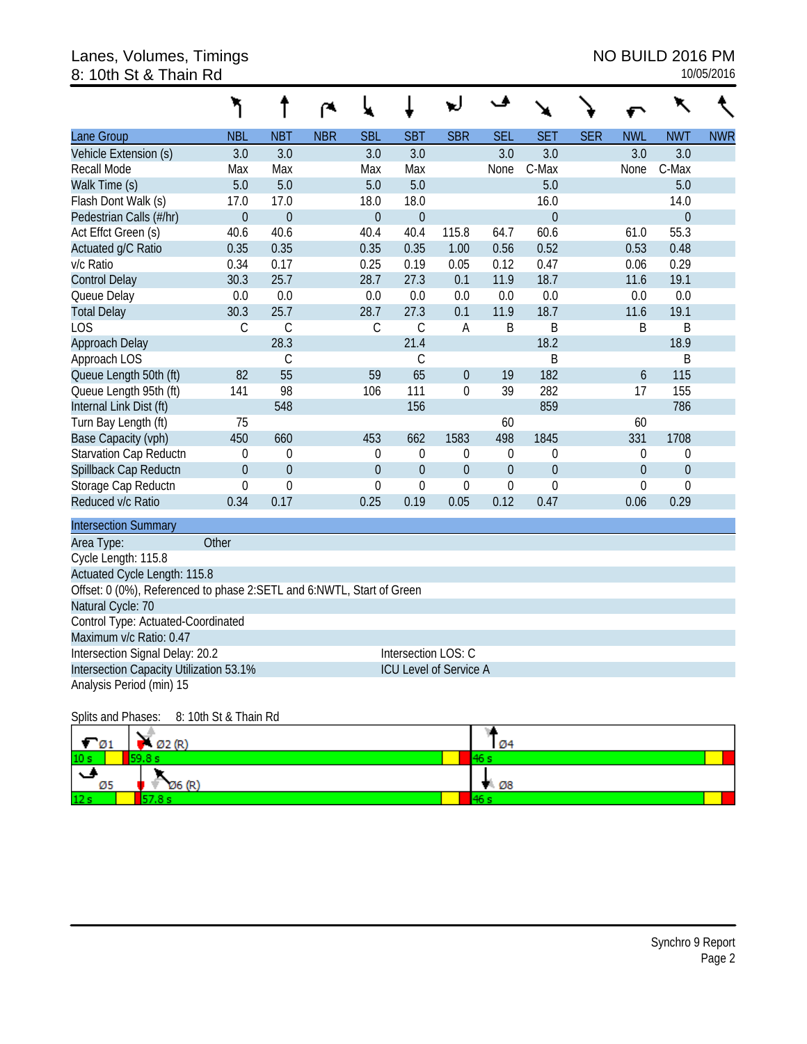# Lanes, Volumes, Timings
## 8: 10th St & Thain Rd

NO BUILD 2016 PM
10/05/2016

| Lane Group | NBL | NBT | NBR | SBL | SBT | SBR | SEL | SET | SER | NWL | NWT | NWR |
|---|---|---|---|---|---|---|---|---|---|---|---|---|
| Vehicle Extension (s) | 3.0 | 3.0 | | 3.0 | 3.0 | | 3.0 | 3.0 | | 3.0 | 3.0 | |
| Recall Mode | Max | Max | | Max | Max | | None | C-Max | | None | C-Max | |
| Walk Time (s) | 5.0 | 5.0 | | 5.0 | 5.0 | | | 5.0 | | | 5.0 | |
| Flash Dont Walk (s) | 17.0 | 17.0 | | 18.0 | 18.0 | | | 16.0 | | | 14.0 | |
| Pedestrian Calls (#/hr) | 0 | 0 | | 0 | 0 | | | 0 | | | 0 | |
| Act Effct Green (s) | 40.6 | 40.6 | | 40.4 | 40.4 | 115.8 | 64.7 | 60.6 | | 61.0 | 55.3 | |
| Actuated g/C Ratio | 0.35 | 0.35 | | 0.35 | 0.35 | 1.00 | 0.56 | 0.52 | | 0.53 | 0.48 | |
| v/c Ratio | 0.34 | 0.17 | | 0.25 | 0.19 | 0.05 | 0.12 | 0.47 | | 0.06 | 0.29 | |
| Control Delay | 30.3 | 25.7 | | 28.7 | 27.3 | 0.1 | 11.9 | 18.7 | | 11.6 | 19.1 | |
| Queue Delay | 0.0 | 0.0 | | 0.0 | 0.0 | 0.0 | 0.0 | 0.0 | | 0.0 | 0.0 | |
| Total Delay | 30.3 | 25.7 | | 28.7 | 27.3 | 0.1 | 11.9 | 18.7 | | 11.6 | 19.1 | |
| LOS | C | C | | C | C | A | B | B | | B | B | |
| Approach Delay | | 28.3 | | | 21.4 | | | 18.2 | | | 18.9 | |
| Approach LOS | | C | | | C | | | B | | | B | |
| Queue Length 50th (ft) | 82 | 55 | | 59 | 65 | 0 | 19 | 182 | | 6 | 115 | |
| Queue Length 95th (ft) | 141 | 98 | | 106 | 111 | 0 | 39 | 282 | | 17 | 155 | |
| Internal Link Dist (ft) | | 548 | | | 156 | | | 859 | | | 786 | |
| Turn Bay Length (ft) | 75 | | | | | | 60 | | | 60 | | |
| Base Capacity (vph) | 450 | 660 | | 453 | 662 | 1583 | 498 | 1845 | | 331 | 1708 | |
| Starvation Cap Reductn | 0 | 0 | | 0 | 0 | 0 | 0 | 0 | | 0 | 0 | |
| Spillback Cap Reductn | 0 | 0 | | 0 | 0 | 0 | 0 | 0 | | 0 | 0 | |
| Storage Cap Reductn | 0 | 0 | | 0 | 0 | 0 | 0 | 0 | | 0 | 0 | |
| Reduced v/c Ratio | 0.34 | 0.17 | | 0.25 | 0.19 | 0.05 | 0.12 | 0.47 | | 0.06 | 0.29 | |

**Intersection Summary**

Area Type: Other
Cycle Length: 115.8
Actuated Cycle Length: 115.8
Offset: 0 (0%), Referenced to phase 2:SETL and 6:NWTL, Start of Green
Natural Cycle: 70
Control Type: Actuated-Coordinated
Maximum v/c Ratio: 0.47
Intersection Signal Delay: 20.2 — Intersection LOS: C
Intersection Capacity Utilization 53.1% — ICU Level of Service A
Analysis Period (min) 15

Splits and Phases: 8: 10th St & Thain Rd

| Ø1 | Ø2 (R) | Ø4 |
|---|---|---|
| 10 s | 59.8 s | 46 s |

| Ø5 | Ø6 (R) | Ø8 |
|---|---|---|
| 12 s | 57.8 s | 46 s |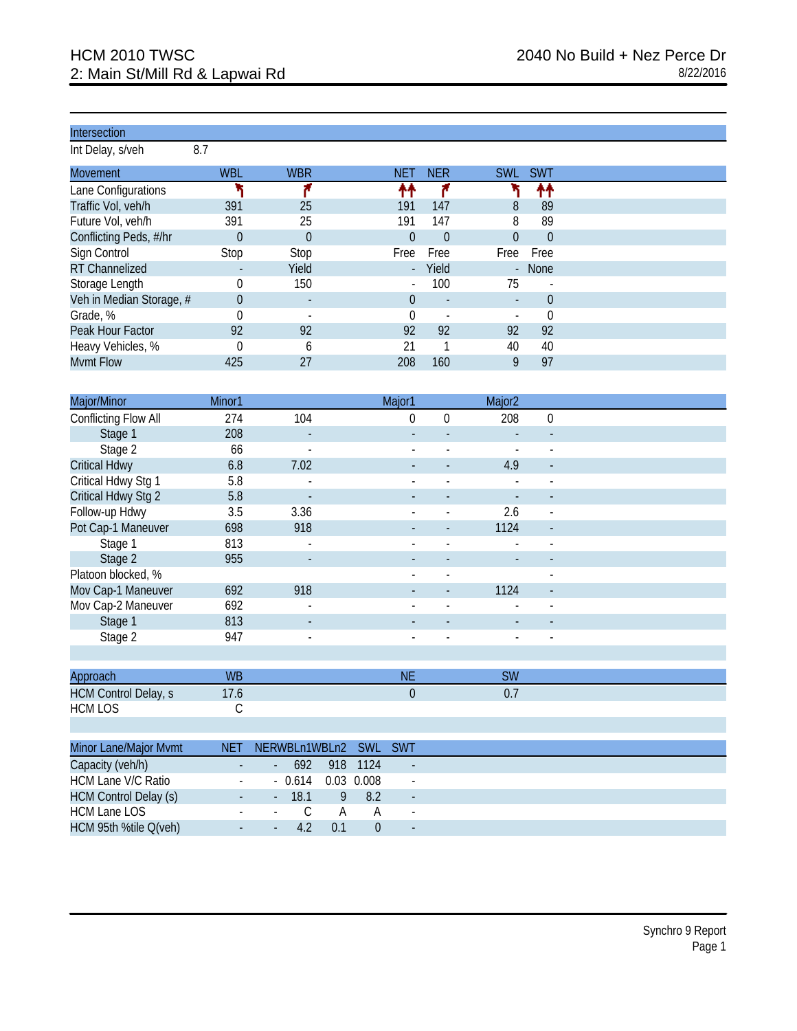# HCM 2010 TWSC
## 2: Main St/Mill Rd & Lapwai Rd

2040 No Build + Nez Perce Dr
8/22/2016

| Intersection | |
|---|---|
| Int Delay, s/veh | 8.7 |

| Movement | WBL | WBR | NET | NER | SWL | SWT |
|---|---|---|---|---|---|---|
| Lane Configurations | ↰ | ↱ | ↑↑ | ↱ | ↰ | ↑↑ |
| Traffic Vol, veh/h | 391 | 25 | 191 | 147 | 8 | 89 |
| Future Vol, veh/h | 391 | 25 | 191 | 147 | 8 | 89 |
| Conflicting Peds, #/hr | 0 | 0 | 0 | 0 | 0 | 0 |
| Sign Control | Stop | Stop | Free | Free | Free | Free |
| RT Channelized | - | Yield | - | Yield | - | None |
| Storage Length | 0 | 150 | - | 100 | 75 | - |
| Veh in Median Storage, # | 0 | - | 0 | - | - | 0 |
| Grade, % | 0 | - | 0 | - | - | 0 |
| Peak Hour Factor | 92 | 92 | 92 | 92 | 92 | 92 |
| Heavy Vehicles, % | 0 | 6 | 21 | 1 | 40 | 40 |
| Mvmt Flow | 425 | 27 | 208 | 160 | 9 | 97 |

| Major/Minor | Minor1 | | Major1 | | Major2 | |
|---|---|---|---|---|---|---|
| Conflicting Flow All | 274 | 104 | 0 | 0 | 208 | 0 |
| Stage 1 | 208 | - | - | - | - | - |
| Stage 2 | 66 | - | - | - | - | - |
| Critical Hdwy | 6.8 | 7.02 | - | - | 4.9 | - |
| Critical Hdwy Stg 1 | 5.8 | - | - | - | - | - |
| Critical Hdwy Stg 2 | 5.8 | - | - | - | - | - |
| Follow-up Hdwy | 3.5 | 3.36 | - | - | 2.6 | - |
| Pot Cap-1 Maneuver | 698 | 918 | - | - | 1124 | - |
| Stage 1 | 813 | - | - | - | - | - |
| Stage 2 | 955 | - | - | - | - | - |
| Platoon blocked, % | | | - | - | | - |
| Mov Cap-1 Maneuver | 692 | 918 | - | - | 1124 | - |
| Mov Cap-2 Maneuver | 692 | - | - | - | - | - |
| Stage 1 | 813 | - | - | - | - | - |
| Stage 2 | 947 | - | - | - | - | - |

| Approach | WB | NE | SW |
|---|---|---|---|
| HCM Control Delay, s | 17.6 | 0 | 0.7 |
| HCM LOS | C | | |

| Minor Lane/Major Mvmt | NET | NER | WBLn1 | WBLn2 | SWL | SWT |
|---|---|---|---|---|---|---|
| Capacity (veh/h) | - | - | 692 | 918 | 1124 | - |
| HCM Lane V/C Ratio | - | - | 0.614 | 0.03 | 0.008 | - |
| HCM Control Delay (s) | - | - | 18.1 | 9 | 8.2 | - |
| HCM Lane LOS | - | - | C | A | A | - |
| HCM 95th %tile Q(veh) | - | - | 4.2 | 0.1 | 0 | - |

Synchro 9 Report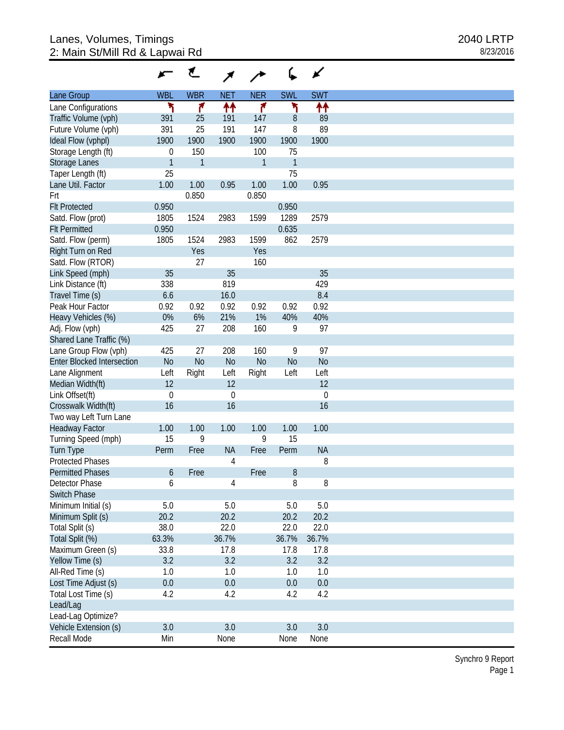# Lanes, Volumes, Timings
## 2: Main St/Mill Rd & Lapwai Rd

2040 LRTP
8/23/2016

| Lane Group | WBL | WBR | NET | NER | SWL | SWT |
|---|---|---|---|---|---|---|
| Lane Configurations | | | | | | |
| Traffic Volume (vph) | 391 | 25 | 191 | 147 | 8 | 89 |
| Future Volume (vph) | 391 | 25 | 191 | 147 | 8 | 89 |
| Ideal Flow (vphpl) | 1900 | 1900 | 1900 | 1900 | 1900 | 1900 |
| Storage Length (ft) | 0 | 150 | | 100 | 75 | |
| Storage Lanes | 1 | 1 | | 1 | 1 | |
| Taper Length (ft) | 25 | | | | 75 | |
| Lane Util. Factor | 1.00 | 1.00 | 0.95 | 1.00 | 1.00 | 0.95 |
| Frt | | 0.850 | | 0.850 | | |
| Flt Protected | 0.950 | | | | 0.950 | |
| Satd. Flow (prot) | 1805 | 1524 | 2983 | 1599 | 1289 | 2579 |
| Flt Permitted | 0.950 | | | | 0.635 | |
| Satd. Flow (perm) | 1805 | 1524 | 2983 | 1599 | 862 | 2579 |
| Right Turn on Red | | Yes | | Yes | | |
| Satd. Flow (RTOR) | | 27 | | 160 | | |
| Link Speed (mph) | 35 | | 35 | | | 35 |
| Link Distance (ft) | 338 | | 819 | | | 429 |
| Travel Time (s) | 6.6 | | 16.0 | | | 8.4 |
| Peak Hour Factor | 0.92 | 0.92 | 0.92 | 0.92 | 0.92 | 0.92 |
| Heavy Vehicles (%) | 0% | 6% | 21% | 1% | 40% | 40% |
| Adj. Flow (vph) | 425 | 27 | 208 | 160 | 9 | 97 |
| Shared Lane Traffic (%) | | | | | | |
| Lane Group Flow (vph) | 425 | 27 | 208 | 160 | 9 | 97 |
| Enter Blocked Intersection | No | No | No | No | No | No |
| Lane Alignment | Left | Right | Left | Right | Left | Left |
| Median Width(ft) | 12 | | 12 | | | 12 |
| Link Offset(ft) | 0 | | 0 | | | 0 |
| Crosswalk Width(ft) | 16 | | 16 | | | 16 |
| Two way Left Turn Lane | | | | | | |
| Headway Factor | 1.00 | 1.00 | 1.00 | 1.00 | 1.00 | 1.00 |
| Turning Speed (mph) | 15 | 9 | | 9 | 15 | |
| Turn Type | Perm | Free | NA | Free | Perm | NA |
| Protected Phases | | | 4 | | | 8 |
| Permitted Phases | 6 | Free | | Free | 8 | |
| Detector Phase | 6 | | 4 | | 8 | 8 |
| Switch Phase | | | | | | |
| Minimum Initial (s) | 5.0 | | 5.0 | | 5.0 | 5.0 |
| Minimum Split (s) | 20.2 | | 20.2 | | 20.2 | 20.2 |
| Total Split (s) | 38.0 | | 22.0 | | 22.0 | 22.0 |
| Total Split (%) | 63.3% | | 36.7% | | 36.7% | 36.7% |
| Maximum Green (s) | 33.8 | | 17.8 | | 17.8 | 17.8 |
| Yellow Time (s) | 3.2 | | 3.2 | | 3.2 | 3.2 |
| All-Red Time (s) | 1.0 | | 1.0 | | 1.0 | 1.0 |
| Lost Time Adjust (s) | 0.0 | | 0.0 | | 0.0 | 0.0 |
| Total Lost Time (s) | 4.2 | | 4.2 | | 4.2 | 4.2 |
| Lead/Lag | | | | | | |
| Lead-Lag Optimize? | | | | | | |
| Vehicle Extension (s) | 3.0 | | 3.0 | | 3.0 | 3.0 |
| Recall Mode | Min | | None | | None | None |

Synchro 9 Report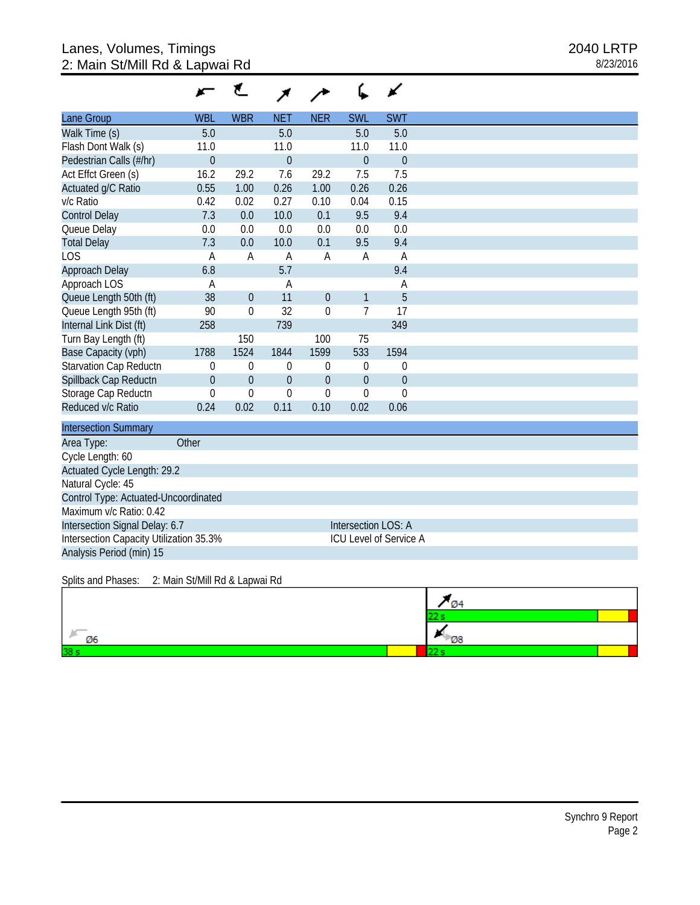# Lanes, Volumes, Timings
## 2: Main St/Mill Rd & Lapwai Rd

2040 LRTP
8/23/2016

| Lane Group | WBL | WBR | NET | NER | SWL | SWT |
|---|---|---|---|---|---|---|
| Walk Time (s) | 5.0 | | 5.0 | | 5.0 | 5.0 |
| Flash Dont Walk (s) | 11.0 | | 11.0 | | 11.0 | 11.0 |
| Pedestrian Calls (#/hr) | 0 | | 0 | | 0 | 0 |
| Act Effct Green (s) | 16.2 | 29.2 | 7.6 | 29.2 | 7.5 | 7.5 |
| Actuated g/C Ratio | 0.55 | 1.00 | 0.26 | 1.00 | 0.26 | 0.26 |
| v/c Ratio | 0.42 | 0.02 | 0.27 | 0.10 | 0.04 | 0.15 |
| Control Delay | 7.3 | 0.0 | 10.0 | 0.1 | 9.5 | 9.4 |
| Queue Delay | 0.0 | 0.0 | 0.0 | 0.0 | 0.0 | 0.0 |
| Total Delay | 7.3 | 0.0 | 10.0 | 0.1 | 9.5 | 9.4 |
| LOS | A | A | A | A | A | A |
| Approach Delay | 6.8 | | 5.7 | | | 9.4 |
| Approach LOS | A | | A | | | A |
| Queue Length 50th (ft) | 38 | 0 | 11 | 0 | 1 | 5 |
| Queue Length 95th (ft) | 90 | 0 | 32 | 0 | 7 | 17 |
| Internal Link Dist (ft) | 258 | | 739 | | | 349 |
| Turn Bay Length (ft) | | 150 | | 100 | 75 | |
| Base Capacity (vph) | 1788 | 1524 | 1844 | 1599 | 533 | 1594 |
| Starvation Cap Reductn | 0 | 0 | 0 | 0 | 0 | 0 |
| Spillback Cap Reductn | 0 | 0 | 0 | 0 | 0 | 0 |
| Storage Cap Reductn | 0 | 0 | 0 | 0 | 0 | 0 |
| Reduced v/c Ratio | 0.24 | 0.02 | 0.11 | 0.10 | 0.02 | 0.06 |

**Intersection Summary**

Area Type: Other
Cycle Length: 60
Actuated Cycle Length: 29.2
Natural Cycle: 45
Control Type: Actuated-Uncoordinated
Maximum v/c Ratio: 0.42
Intersection Signal Delay: 6.7 — Intersection LOS: A
Intersection Capacity Utilization 35.3% — ICU Level of Service A
Analysis Period (min) 15

Splits and Phases: 2: Main St/Mill Rd & Lapwai Rd

| Phase | Split |
|---|---|
| Ø6 | 38 s |
| Ø4 | 22 s |
| Ø8 | 22 s |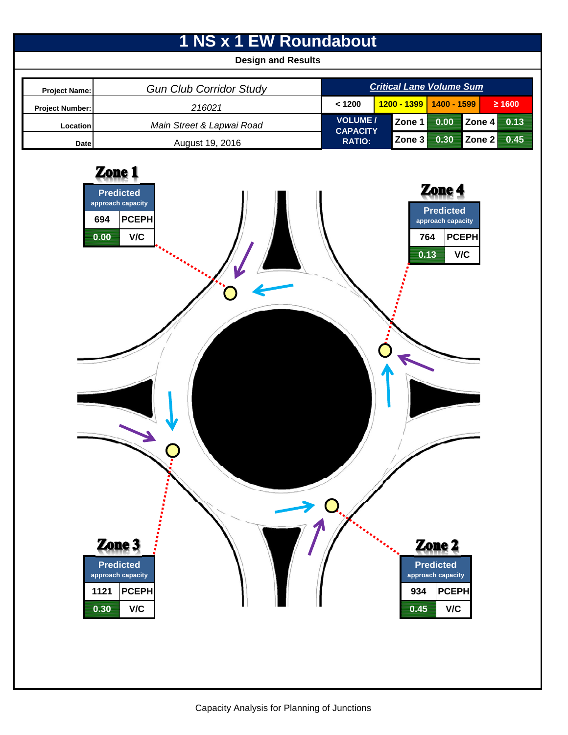# 1 NS x 1 EW Roundabout

**Design and Results**

| | |
|---|---|
| **Project Name:** | *Gun Club Corridor Study* |
| **Project Number:** | *216021* |
| **Location** | *Main Street & Lapwai Road* |
| **Date** | August 19, 2016 |

***Critical Lane Volume Sum***

| < 1200 | 1200 - 1399 | 1400 - 1599 | ≥ 1600 |
|---|---|---|---|

| VOLUME / CAPACITY RATIO: | | | | |
|---|---|---|---|---|
| | Zone 1 | 0.00 | Zone 4 | 0.13 |
| | Zone 3 | 0.30 | Zone 2 | 0.45 |

## Zone 1

| Predicted approach capacity | |
|---|---|
| 694 | PCEPH |
| 0.00 | V/C |

## Zone 4

| Predicted approach capacity | |
|---|---|
| 764 | PCEPH |
| 0.13 | V/C |

## Zone 3

| Predicted approach capacity | |
|---|---|
| 1121 | PCEPH |
| 0.30 | V/C |

## Zone 2

| Predicted approach capacity | |
|---|---|
| 934 | PCEPH |
| 0.45 | V/C |

Capacity Analysis for Planning of Junctions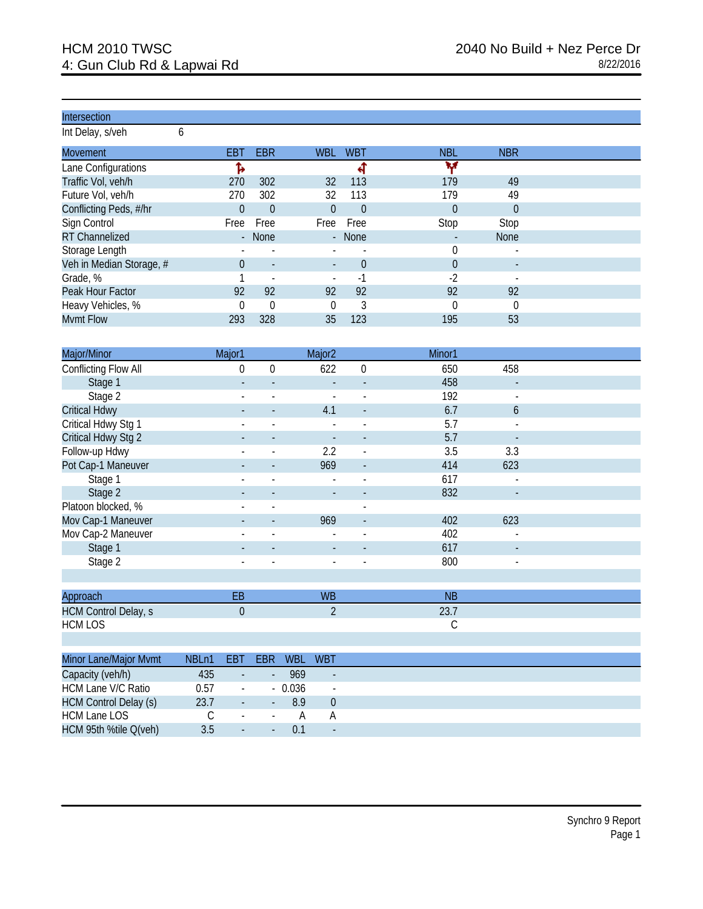HCM 2010 TWSC
4: Gun Club Rd & Lapwai Rd

2040 No Build + Nez Perce Dr
8/22/2016

| Intersection | |
|---|---|
| Int Delay, s/veh | 6 |

| Movement | EBT | EBR | WBL | WBT | NBL | NBR |
|---|---|---|---|---|---|---|
| Lane Configurations | | | | | | |
| Traffic Vol, veh/h | 270 | 302 | 32 | 113 | 179 | 49 |
| Future Vol, veh/h | 270 | 302 | 32 | 113 | 179 | 49 |
| Conflicting Peds, #/hr | 0 | 0 | 0 | 0 | 0 | 0 |
| Sign Control | Free | Free | Free | Free | Stop | Stop |
| RT Channelized | - | None | - | None | - | None |
| Storage Length | - | - | - | - | 0 | - |
| Veh in Median Storage, # | 0 | - | - | 0 | 0 | - |
| Grade, % | 1 | - | - | -1 | -2 | - |
| Peak Hour Factor | 92 | 92 | 92 | 92 | 92 | 92 |
| Heavy Vehicles, % | 0 | 0 | 0 | 3 | 0 | 0 |
| Mvmt Flow | 293 | 328 | 35 | 123 | 195 | 53 |

| Major/Minor | Major1 | | Major2 | | Minor1 | |
|---|---|---|---|---|---|---|
| Conflicting Flow All | 0 | 0 | 622 | 0 | 650 | 458 |
| Stage 1 | - | - | - | - | 458 | - |
| Stage 2 | - | - | - | - | 192 | - |
| Critical Hdwy | - | - | 4.1 | - | 6.7 | 6 |
| Critical Hdwy Stg 1 | - | - | - | - | 5.7 | - |
| Critical Hdwy Stg 2 | - | - | - | - | 5.7 | - |
| Follow-up Hdwy | - | - | 2.2 | - | 3.5 | 3.3 |
| Pot Cap-1 Maneuver | - | - | 969 | - | 414 | 623 |
| Stage 1 | - | - | - | - | 617 | - |
| Stage 2 | - | - | - | - | 832 | - |
| Platoon blocked, % | - | - | | - | | |
| Mov Cap-1 Maneuver | - | - | 969 | - | 402 | 623 |
| Mov Cap-2 Maneuver | - | - | - | - | 402 | - |
| Stage 1 | - | - | - | - | 617 | - |
| Stage 2 | - | - | - | - | 800 | - |

| Approach | EB | WB | NB |
|---|---|---|---|
| HCM Control Delay, s | 0 | 2 | 23.7 |
| HCM LOS | | | C |

| Minor Lane/Major Mvmt | NBLn1 | EBT | EBR | WBL | WBT |
|---|---|---|---|---|---|
| Capacity (veh/h) | 435 | - | - | 969 | - |
| HCM Lane V/C Ratio | 0.57 | - | - | 0.036 | - |
| HCM Control Delay (s) | 23.7 | - | - | 8.9 | 0 |
| HCM Lane LOS | C | - | - | A | A |
| HCM 95th %tile Q(veh) | 3.5 | - | - | 0.1 | - |

Synchro 9 Report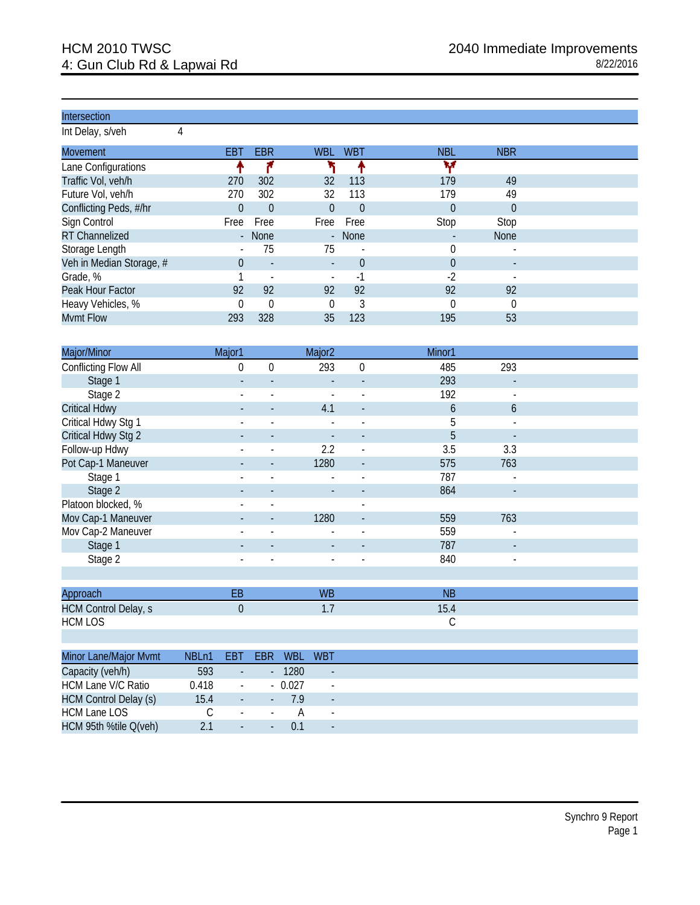# HCM 2010 TWSC
## 4: Gun Club Rd & Lapwai Rd

2040 Immediate Improvements
8/22/2016

| Intersection | |
|---|---|
| Int Delay, s/veh | 4 |

| Movement | EBT | EBR | WBL | WBT | NBL | NBR |
|---|---|---|---|---|---|---|
| Lane Configurations | ↑ | ↱ | ↰ | ↑ | ↰↱ | |
| Traffic Vol, veh/h | 270 | 302 | 32 | 113 | 179 | 49 |
| Future Vol, veh/h | 270 | 302 | 32 | 113 | 179 | 49 |
| Conflicting Peds, #/hr | 0 | 0 | 0 | 0 | 0 | 0 |
| Sign Control | Free | Free | Free | Free | Stop | Stop |
| RT Channelized | - | None | - | None | - | None |
| Storage Length | - | 75 | 75 | - | 0 | - |
| Veh in Median Storage, # | 0 | - | - | 0 | 0 | - |
| Grade, % | 1 | - | - | -1 | -2 | - |
| Peak Hour Factor | 92 | 92 | 92 | 92 | 92 | 92 |
| Heavy Vehicles, % | 0 | 0 | 0 | 3 | 0 | 0 |
| Mvmt Flow | 293 | 328 | 35 | 123 | 195 | 53 |

| Major/Minor | Major1 | | Major2 | | Minor1 | |
|---|---|---|---|---|---|---|
| Conflicting Flow All | 0 | 0 | 293 | 0 | 485 | 293 |
| Stage 1 | - | - | - | - | 293 | - |
| Stage 2 | - | - | - | - | 192 | - |
| Critical Hdwy | - | - | 4.1 | - | 6 | 6 |
| Critical Hdwy Stg 1 | - | - | - | - | 5 | - |
| Critical Hdwy Stg 2 | - | - | - | - | 5 | - |
| Follow-up Hdwy | - | - | 2.2 | - | 3.5 | 3.3 |
| Pot Cap-1 Maneuver | - | - | 1280 | - | 575 | 763 |
| Stage 1 | - | - | - | - | 787 | - |
| Stage 2 | - | - | - | - | 864 | - |
| Platoon blocked, % | - | - | | - | | |
| Mov Cap-1 Maneuver | - | - | 1280 | - | 559 | 763 |
| Mov Cap-2 Maneuver | - | - | - | - | 559 | - |
| Stage 1 | - | - | - | - | 787 | - |
| Stage 2 | - | - | - | - | 840 | - |

| Approach | EB | WB | NB |
|---|---|---|---|
| HCM Control Delay, s | 0 | 1.7 | 15.4 |
| HCM LOS | | | C |

| Minor Lane/Major Mvmt | NBLn1 | EBT | EBR | WBL | WBT |
|---|---|---|---|---|---|
| Capacity (veh/h) | 593 | - | - | 1280 | - |
| HCM Lane V/C Ratio | 0.418 | - | - | 0.027 | - |
| HCM Control Delay (s) | 15.4 | - | - | 7.9 | - |
| HCM Lane LOS | C | - | - | A | - |
| HCM 95th %tile Q(veh) | 2.1 | - | - | 0.1 | - |

Synchro 9 Report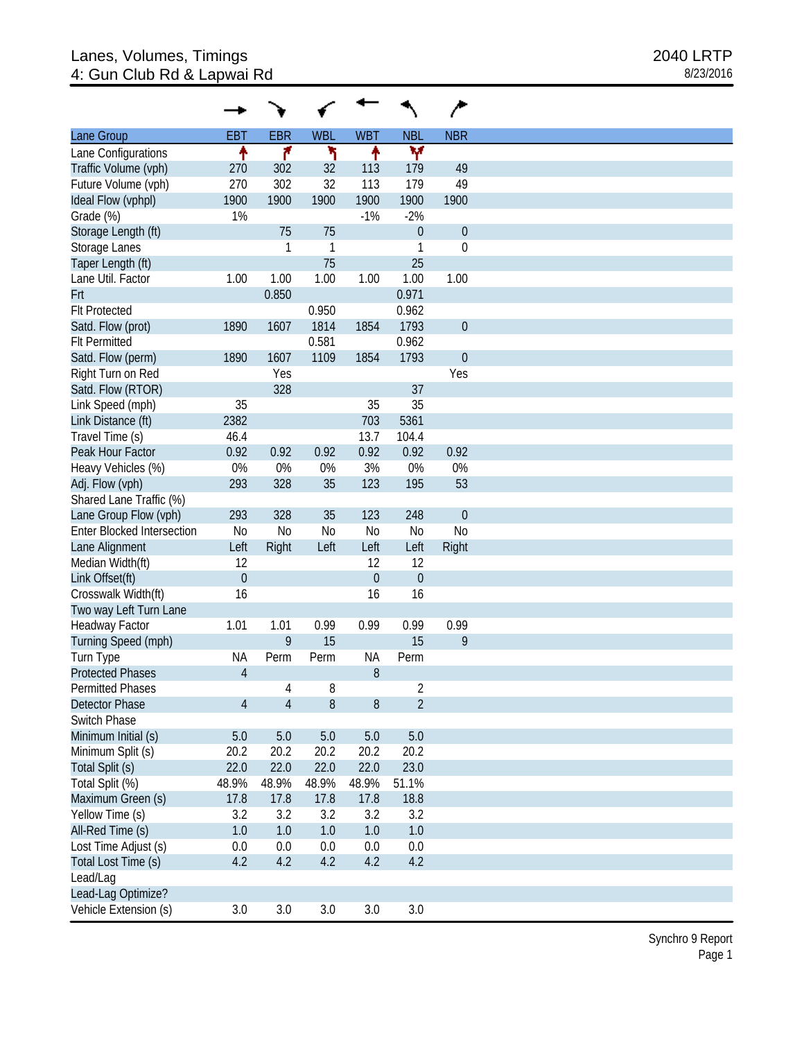# Lanes, Volumes, Timings
## 4: Gun Club Rd & Lapwai Rd

2040 LRTP
8/23/2016

| Lane Group | EBT | EBR | WBL | WBT | NBL | NBR |
|---|---|---|---|---|---|---|
| Lane Configurations | ↑ | ↱ | ↰ | ↑ | ↰↱ | |
| Traffic Volume (vph) | 270 | 302 | 32 | 113 | 179 | 49 |
| Future Volume (vph) | 270 | 302 | 32 | 113 | 179 | 49 |
| Ideal Flow (vphpl) | 1900 | 1900 | 1900 | 1900 | 1900 | 1900 |
| Grade (%) | 1% | | | -1% | -2% | |
| Storage Length (ft) | | 75 | 75 | | 0 | 0 |
| Storage Lanes | | 1 | 1 | | 1 | 0 |
| Taper Length (ft) | | | 75 | | 25 | |
| Lane Util. Factor | 1.00 | 1.00 | 1.00 | 1.00 | 1.00 | 1.00 |
| Frt | | 0.850 | | | 0.971 | |
| Flt Protected | | | 0.950 | | 0.962 | |
| Satd. Flow (prot) | 1890 | 1607 | 1814 | 1854 | 1793 | 0 |
| Flt Permitted | | | 0.581 | | 0.962 | |
| Satd. Flow (perm) | 1890 | 1607 | 1109 | 1854 | 1793 | 0 |
| Right Turn on Red | | Yes | | | | Yes |
| Satd. Flow (RTOR) | | 328 | | | 37 | |
| Link Speed (mph) | 35 | | | 35 | 35 | |
| Link Distance (ft) | 2382 | | | 703 | 5361 | |
| Travel Time (s) | 46.4 | | | 13.7 | 104.4 | |
| Peak Hour Factor | 0.92 | 0.92 | 0.92 | 0.92 | 0.92 | 0.92 |
| Heavy Vehicles (%) | 0% | 0% | 0% | 3% | 0% | 0% |
| Adj. Flow (vph) | 293 | 328 | 35 | 123 | 195 | 53 |
| Shared Lane Traffic (%) | | | | | | |
| Lane Group Flow (vph) | 293 | 328 | 35 | 123 | 248 | 0 |
| Enter Blocked Intersection | No | No | No | No | No | No |
| Lane Alignment | Left | Right | Left | Left | Left | Right |
| Median Width(ft) | 12 | | | 12 | 12 | |
| Link Offset(ft) | 0 | | | 0 | 0 | |
| Crosswalk Width(ft) | 16 | | | 16 | 16 | |
| Two way Left Turn Lane | | | | | | |
| Headway Factor | 1.01 | 1.01 | 0.99 | 0.99 | 0.99 | 0.99 |
| Turning Speed (mph) | | 9 | 15 | | 15 | 9 |
| Turn Type | NA | Perm | Perm | NA | Perm | |
| Protected Phases | 4 | | | 8 | | |
| Permitted Phases | | 4 | 8 | | 2 | |
| Detector Phase | 4 | 4 | 8 | 8 | 2 | |
| Switch Phase | | | | | | |
| Minimum Initial (s) | 5.0 | 5.0 | 5.0 | 5.0 | 5.0 | |
| Minimum Split (s) | 20.2 | 20.2 | 20.2 | 20.2 | 20.2 | |
| Total Split (s) | 22.0 | 22.0 | 22.0 | 22.0 | 23.0 | |
| Total Split (%) | 48.9% | 48.9% | 48.9% | 48.9% | 51.1% | |
| Maximum Green (s) | 17.8 | 17.8 | 17.8 | 17.8 | 18.8 | |
| Yellow Time (s) | 3.2 | 3.2 | 3.2 | 3.2 | 3.2 | |
| All-Red Time (s) | 1.0 | 1.0 | 1.0 | 1.0 | 1.0 | |
| Lost Time Adjust (s) | 0.0 | 0.0 | 0.0 | 0.0 | 0.0 | |
| Total Lost Time (s) | 4.2 | 4.2 | 4.2 | 4.2 | 4.2 | |
| Lead/Lag | | | | | | |
| Lead-Lag Optimize? | | | | | | |
| Vehicle Extension (s) | 3.0 | 3.0 | 3.0 | 3.0 | 3.0 | |

Synchro 9 Report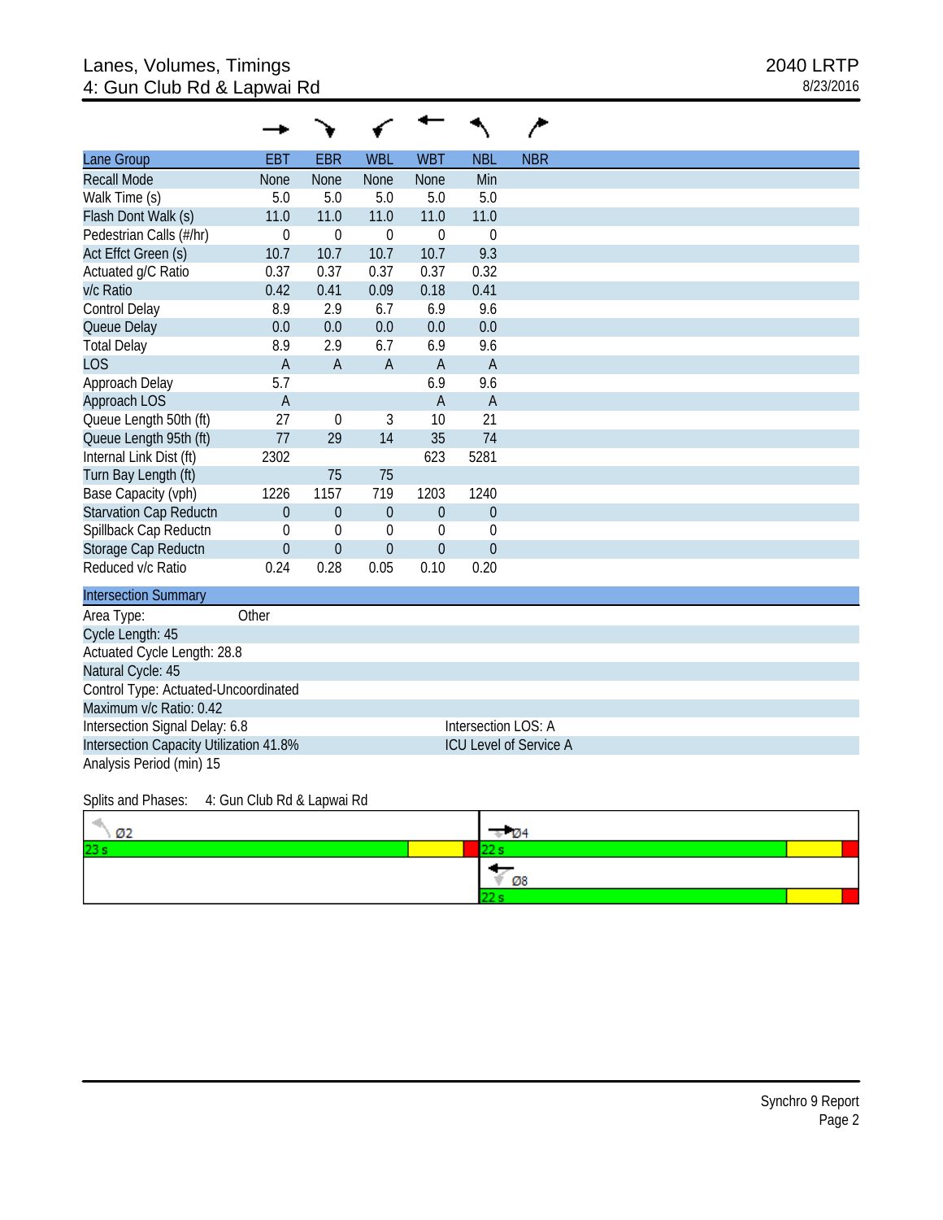# Lanes, Volumes, Timings
## 4: Gun Club Rd & Lapwai Rd

2040 LRTP
8/23/2016

| Lane Group | EBT | EBR | WBL | WBT | NBL | NBR |
|---|---|---|---|---|---|---|
| Recall Mode | None | None | None | None | Min | |
| Walk Time (s) | 5.0 | 5.0 | 5.0 | 5.0 | 5.0 | |
| Flash Dont Walk (s) | 11.0 | 11.0 | 11.0 | 11.0 | 11.0 | |
| Pedestrian Calls (#/hr) | 0 | 0 | 0 | 0 | 0 | |
| Act Effct Green (s) | 10.7 | 10.7 | 10.7 | 10.7 | 9.3 | |
| Actuated g/C Ratio | 0.37 | 0.37 | 0.37 | 0.37 | 0.32 | |
| v/c Ratio | 0.42 | 0.41 | 0.09 | 0.18 | 0.41 | |
| Control Delay | 8.9 | 2.9 | 6.7 | 6.9 | 9.6 | |
| Queue Delay | 0.0 | 0.0 | 0.0 | 0.0 | 0.0 | |
| Total Delay | 8.9 | 2.9 | 6.7 | 6.9 | 9.6 | |
| LOS | A | A | A | A | A | |
| Approach Delay | 5.7 | | | 6.9 | 9.6 | |
| Approach LOS | A | | | A | A | |
| Queue Length 50th (ft) | 27 | 0 | 3 | 10 | 21 | |
| Queue Length 95th (ft) | 77 | 29 | 14 | 35 | 74 | |
| Internal Link Dist (ft) | 2302 | | | 623 | 5281 | |
| Turn Bay Length (ft) | | 75 | 75 | | | |
| Base Capacity (vph) | 1226 | 1157 | 719 | 1203 | 1240 | |
| Starvation Cap Reductn | 0 | 0 | 0 | 0 | 0 | |
| Spillback Cap Reductn | 0 | 0 | 0 | 0 | 0 | |
| Storage Cap Reductn | 0 | 0 | 0 | 0 | 0 | |
| Reduced v/c Ratio | 0.24 | 0.28 | 0.05 | 0.10 | 0.20 | |

| Intersection Summary | |
|---|---|
| Area Type: Other | |
| Cycle Length: 45 | |
| Actuated Cycle Length: 28.8 | |
| Natural Cycle: 45 | |
| Control Type: Actuated-Uncoordinated | |
| Maximum v/c Ratio: 0.42 | |
| Intersection Signal Delay: 6.8 | Intersection LOS: A |
| Intersection Capacity Utilization 41.8% | ICU Level of Service A |
| Analysis Period (min) 15 | |

Splits and Phases: 4: Gun Club Rd & Lapwai Rd

| Ø2 | Ø4 |
|---|---|
| 23 s | 22 s |
| | Ø8 |
| | 22 s |

Synchro 9 Report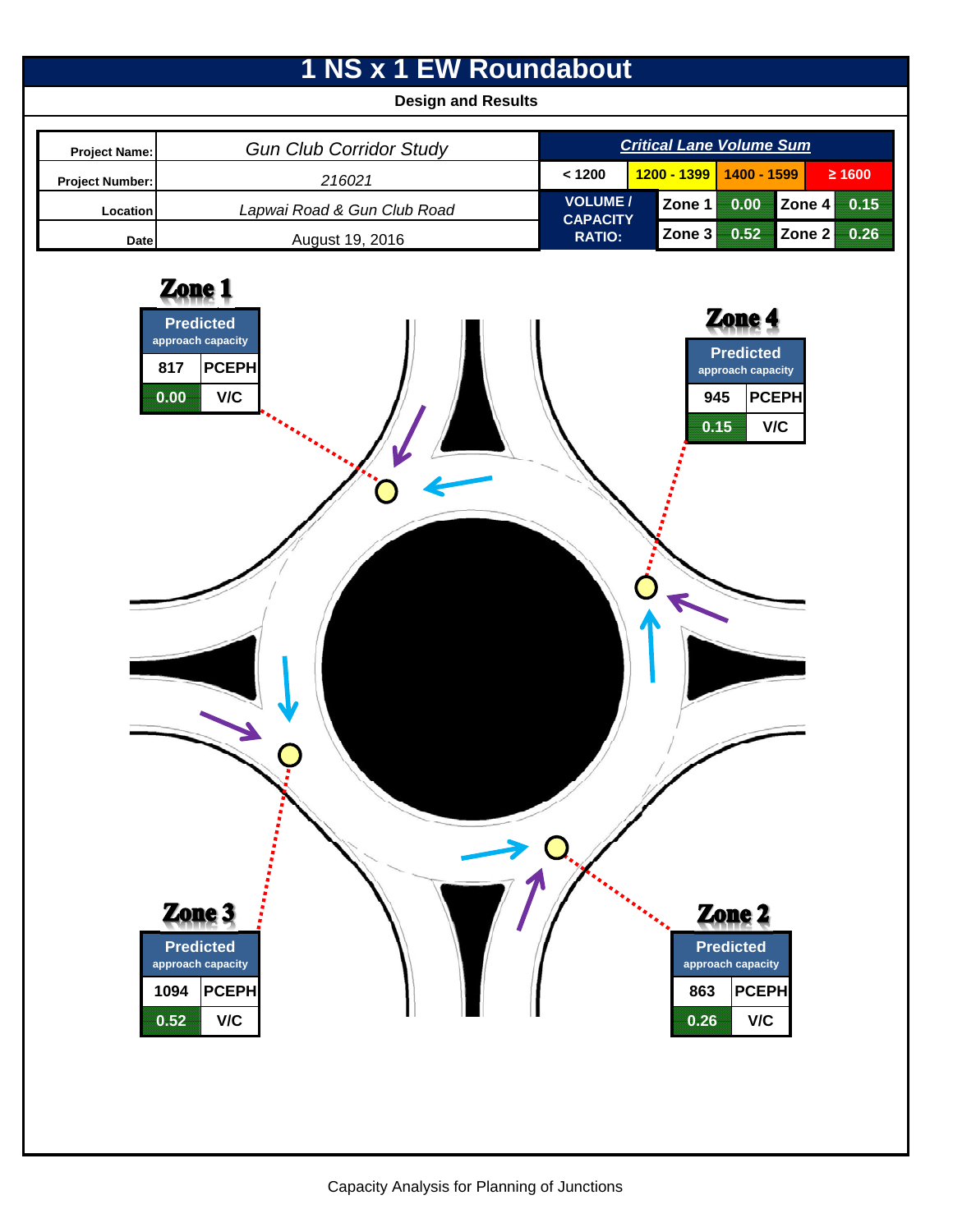# 1 NS x 1 EW Roundabout

**Design and Results**

| | |
|---|---|
| **Project Name:** | *Gun Club Corridor Study* |
| **Project Number:** | *216021* |
| **Location** | *Lapwai Road & Gun Club Road* |
| **Date** | August 19, 2016 |

***Critical Lane Volume Sum***

| < 1200 | 1200 - 1399 | 1400 - 1599 | ≥ 1600 |
|---|---|---|---|

| VOLUME / CAPACITY RATIO: | | | | |
|---|---|---|---|---|
| | Zone 1 | 0.00 | Zone 4 | 0.15 |
| | Zone 3 | 0.52 | Zone 2 | 0.26 |

## Zone 1

| Predicted approach capacity | |
|---|---|
| 817 | PCEPH |
| 0.00 | V/C |

## Zone 4

| Predicted approach capacity | |
|---|---|
| 945 | PCEPH |
| 0.15 | V/C |

## Zone 3

| Predicted approach capacity | |
|---|---|
| 1094 | PCEPH |
| 0.52 | V/C |

## Zone 2

| Predicted approach capacity | |
|---|---|
| 863 | PCEPH |
| 0.26 | V/C |

Capacity Analysis for Planning of Junctions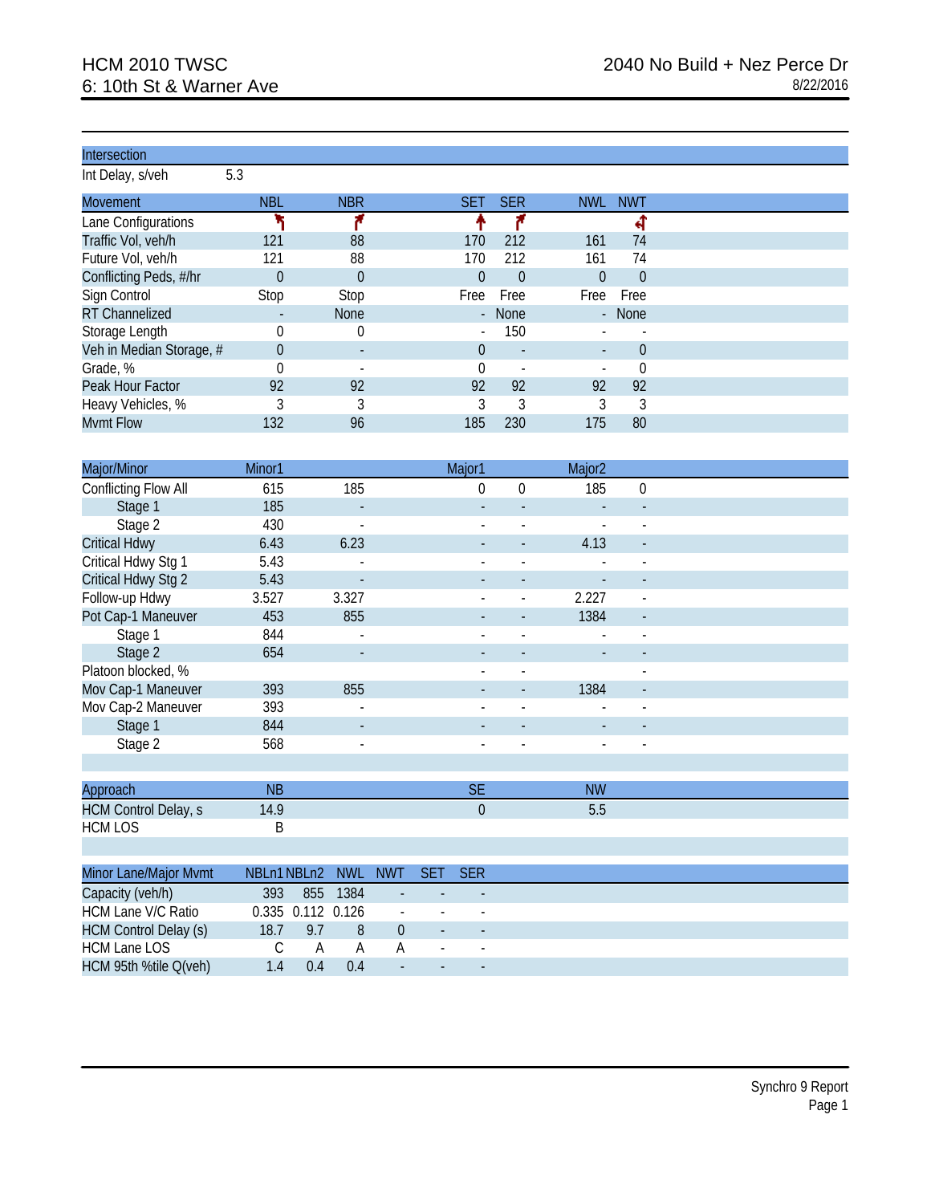# HCM 2010 TWSC
## 6: 10th St & Warner Ave

2040 No Build + Nez Perce Dr
8/22/2016

| Intersection | |
|---|---|
| Int Delay, s/veh | 5.3 |

| Movement | NBL | NBR | SET | SER | NWL | NWT |
|---|---|---|---|---|---|---|
| Lane Configurations | ↰ | ↱ | ↑ | ↱ | | ↰↑ |
| Traffic Vol, veh/h | 121 | 88 | 170 | 212 | 161 | 74 |
| Future Vol, veh/h | 121 | 88 | 170 | 212 | 161 | 74 |
| Conflicting Peds, #/hr | 0 | 0 | 0 | 0 | 0 | 0 |
| Sign Control | Stop | Stop | Free | Free | Free | Free |
| RT Channelized | - | None | - | None | - | None |
| Storage Length | 0 | 0 | - | 150 | - | - |
| Veh in Median Storage, # | 0 | - | 0 | - | - | 0 |
| Grade, % | 0 | - | 0 | - | - | 0 |
| Peak Hour Factor | 92 | 92 | 92 | 92 | 92 | 92 |
| Heavy Vehicles, % | 3 | 3 | 3 | 3 | 3 | 3 |
| Mvmt Flow | 132 | 96 | 185 | 230 | 175 | 80 |

| Major/Minor | Minor1 | | Major1 | | Major2 | |
|---|---|---|---|---|---|---|
| Conflicting Flow All | 615 | 185 | 0 | 0 | 185 | 0 |
| Stage 1 | 185 | - | - | - | - | - |
| Stage 2 | 430 | - | - | - | - | - |
| Critical Hdwy | 6.43 | 6.23 | - | - | 4.13 | - |
| Critical Hdwy Stg 1 | 5.43 | - | - | - | - | - |
| Critical Hdwy Stg 2 | 5.43 | - | - | - | - | - |
| Follow-up Hdwy | 3.527 | 3.327 | - | - | 2.227 | - |
| Pot Cap-1 Maneuver | 453 | 855 | - | - | 1384 | - |
| Stage 1 | 844 | - | - | - | - | - |
| Stage 2 | 654 | - | - | - | - | - |
| Platoon blocked, % | | | - | - | | - |
| Mov Cap-1 Maneuver | 393 | 855 | - | - | 1384 | - |
| Mov Cap-2 Maneuver | 393 | - | - | - | - | - |
| Stage 1 | 844 | - | - | - | - | - |
| Stage 2 | 568 | - | - | - | - | - |

| Approach | NB | SE | NW |
|---|---|---|---|
| HCM Control Delay, s | 14.9 | 0 | 5.5 |
| HCM LOS | B | | |

| Minor Lane/Major Mvmt | NBLn1 | NBLn2 | NWL | NWT | SET | SER |
|---|---|---|---|---|---|---|
| Capacity (veh/h) | 393 | 855 | 1384 | - | - | - |
| HCM Lane V/C Ratio | 0.335 | 0.112 | 0.126 | - | - | - |
| HCM Control Delay (s) | 18.7 | 9.7 | 8 | 0 | - | - |
| HCM Lane LOS | C | A | A | A | - | - |
| HCM 95th %tile Q(veh) | 1.4 | 0.4 | 0.4 | - | - | - |

Synchro 9 Report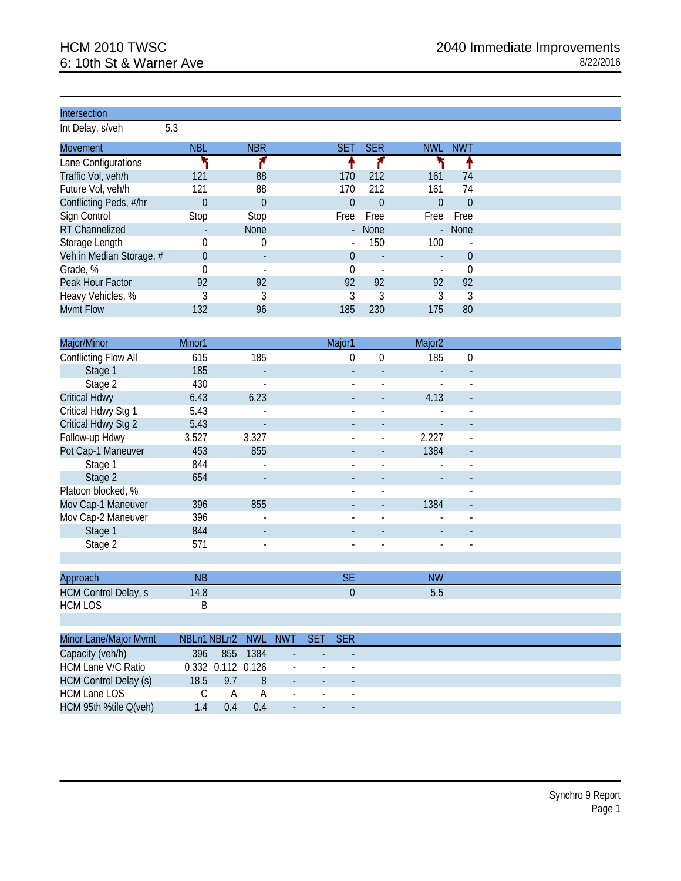# HCM 2010 TWSC
## 6: 10th St & Warner Ave

2040 Immediate Improvements
8/22/2016

| Intersection | |
|---|---|
| Int Delay, s/veh | 5.3 |

| Movement | NBL | NBR | SET | SER | NWL | NWT |
|---|---|---|---|---|---|---|
| Lane Configurations | ↰ | ↱ | ↑ | ↱ | ↰ | ↑ |
| Traffic Vol, veh/h | 121 | 88 | 170 | 212 | 161 | 74 |
| Future Vol, veh/h | 121 | 88 | 170 | 212 | 161 | 74 |
| Conflicting Peds, #/hr | 0 | 0 | 0 | 0 | 0 | 0 |
| Sign Control | Stop | Stop | Free | Free | Free | Free |
| RT Channelized | - | None | - | None | - | None |
| Storage Length | 0 | 0 | - | 150 | 100 | - |
| Veh in Median Storage, # | 0 | - | 0 | - | - | 0 |
| Grade, % | 0 | - | 0 | - | - | 0 |
| Peak Hour Factor | 92 | 92 | 92 | 92 | 92 | 92 |
| Heavy Vehicles, % | 3 | 3 | 3 | 3 | 3 | 3 |
| Mvmt Flow | 132 | 96 | 185 | 230 | 175 | 80 |

| Major/Minor | Minor1 | | Major1 | | Major2 | |
|---|---|---|---|---|---|---|
| Conflicting Flow All | 615 | 185 | 0 | 0 | 185 | 0 |
| Stage 1 | 185 | - | - | - | - | - |
| Stage 2 | 430 | - | - | - | - | - |
| Critical Hdwy | 6.43 | 6.23 | - | - | 4.13 | - |
| Critical Hdwy Stg 1 | 5.43 | - | - | - | - | - |
| Critical Hdwy Stg 2 | 5.43 | - | - | - | - | - |
| Follow-up Hdwy | 3.527 | 3.327 | - | - | 2.227 | - |
| Pot Cap-1 Maneuver | 453 | 855 | - | - | 1384 | - |
| Stage 1 | 844 | - | - | - | - | - |
| Stage 2 | 654 | - | - | - | - | - |
| Platoon blocked, % | | | - | - | | - |
| Mov Cap-1 Maneuver | 396 | 855 | - | - | 1384 | - |
| Mov Cap-2 Maneuver | 396 | - | - | - | - | - |
| Stage 1 | 844 | - | - | - | - | - |
| Stage 2 | 571 | - | - | - | - | - |

| Approach | NB | SE | NW |
|---|---|---|---|
| HCM Control Delay, s | 14.8 | 0 | 5.5 |
| HCM LOS | B | | |

| Minor Lane/Major Mvmt | NBLn1 | NBLn2 | NWL | NWT | SET | SER |
|---|---|---|---|---|---|---|
| Capacity (veh/h) | 396 | 855 | 1384 | - | - | - |
| HCM Lane V/C Ratio | 0.332 | 0.112 | 0.126 | - | - | - |
| HCM Control Delay (s) | 18.5 | 9.7 | 8 | - | - | - |
| HCM Lane LOS | C | A | A | - | - | - |
| HCM 95th %tile Q(veh) | 1.4 | 0.4 | 0.4 | - | - | - |

Synchro 9 Report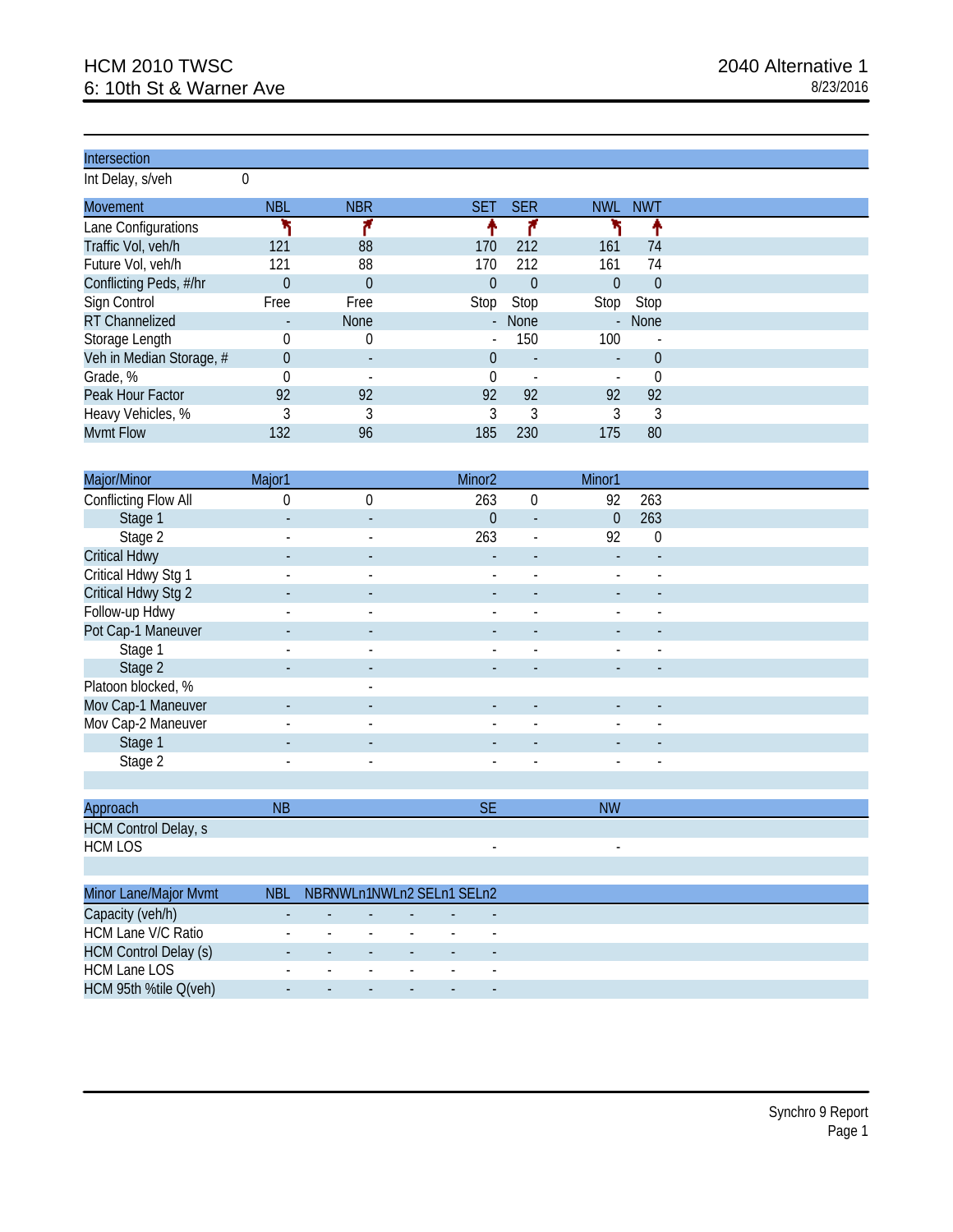# HCM 2010 TWSC
## 6: 10th St & Warner Ave

2040 Alternative 1
8/23/2016

| Intersection | | | | | | |
|---|---|---|---|---|---|---|
| Int Delay, s/veh | 0 | | | | | |

| Movement | NBL | NBR | SET | SER | NWL | NWT |
|---|---|---|---|---|---|---|
| Lane Configurations | ↰ | ↱ | ↑ | ↱ | ↰ | ↑ |
| Traffic Vol, veh/h | 121 | 88 | 170 | 212 | 161 | 74 |
| Future Vol, veh/h | 121 | 88 | 170 | 212 | 161 | 74 |
| Conflicting Peds, #/hr | 0 | 0 | 0 | 0 | 0 | 0 |
| Sign Control | Free | Free | Stop | Stop | Stop | Stop |
| RT Channelized | - | None | - | None | - | None |
| Storage Length | 0 | 0 | - | 150 | 100 | - |
| Veh in Median Storage, # | 0 | - | 0 | - | - | 0 |
| Grade, % | 0 | - | 0 | - | - | 0 |
| Peak Hour Factor | 92 | 92 | 92 | 92 | 92 | 92 |
| Heavy Vehicles, % | 3 | 3 | 3 | 3 | 3 | 3 |
| Mvmt Flow | 132 | 96 | 185 | 230 | 175 | 80 |

| Major/Minor | Major1 | | Minor2 | | Minor1 | |
|---|---|---|---|---|---|---|
| Conflicting Flow All | 0 | 0 | 263 | 0 | 92 | 263 |
| Stage 1 | - | - | 0 | - | 0 | 263 |
| Stage 2 | - | - | 263 | - | 92 | 0 |
| Critical Hdwy | - | - | - | - | - | - |
| Critical Hdwy Stg 1 | - | - | - | - | - | - |
| Critical Hdwy Stg 2 | - | - | - | - | - | - |
| Follow-up Hdwy | - | - | - | - | - | - |
| Pot Cap-1 Maneuver | - | - | - | - | - | - |
| Stage 1 | - | - | - | - | - | - |
| Stage 2 | - | - | - | - | - | - |
| Platoon blocked, % | | - | | | | |
| Mov Cap-1 Maneuver | - | - | - | - | - | - |
| Mov Cap-2 Maneuver | - | - | - | - | - | - |
| Stage 1 | - | - | - | - | - | - |
| Stage 2 | - | - | - | - | - | - |

| Approach | NB | SE | NW |
|---|---|---|---|
| HCM Control Delay, s | | | |
| HCM LOS | | - | - |

| Minor Lane/Major Mvmt | NBL | NBR | NWLn1 | NWLn2 | SELn1 | SELn2 |
|---|---|---|---|---|---|---|
| Capacity (veh/h) | - | - | - | - | - | - |
| HCM Lane V/C Ratio | - | - | - | - | - | - |
| HCM Control Delay (s) | - | - | - | - | - | - |
| HCM Lane LOS | - | - | - | - | - | - |
| HCM 95th %tile Q(veh) | - | - | - | - | - | - |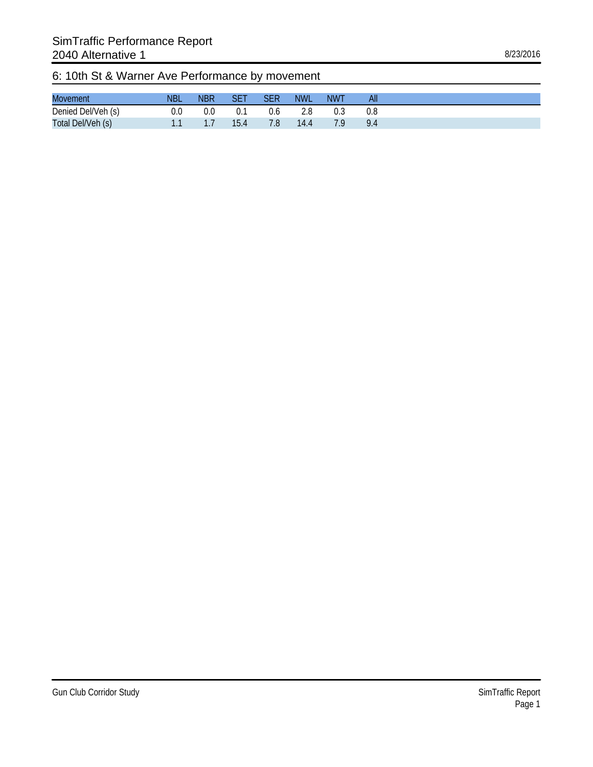# SimTraffic Performance Report
## 2040 Alternative 1

8/23/2016

### 6: 10th St & Warner Ave Performance by movement

| Movement | NBL | NBR | SET | SER | NWL | NWT | All |
|---|---|---|---|---|---|---|---|
| Denied Del/Veh (s) | 0.0 | 0.0 | 0.1 | 0.6 | 2.8 | 0.3 | 0.8 |
| Total Del/Veh (s) | 1.1 | 1.7 | 15.4 | 7.8 | 14.4 | 7.9 | 9.4 |

Gun Club Corridor Study

SimTraffic Report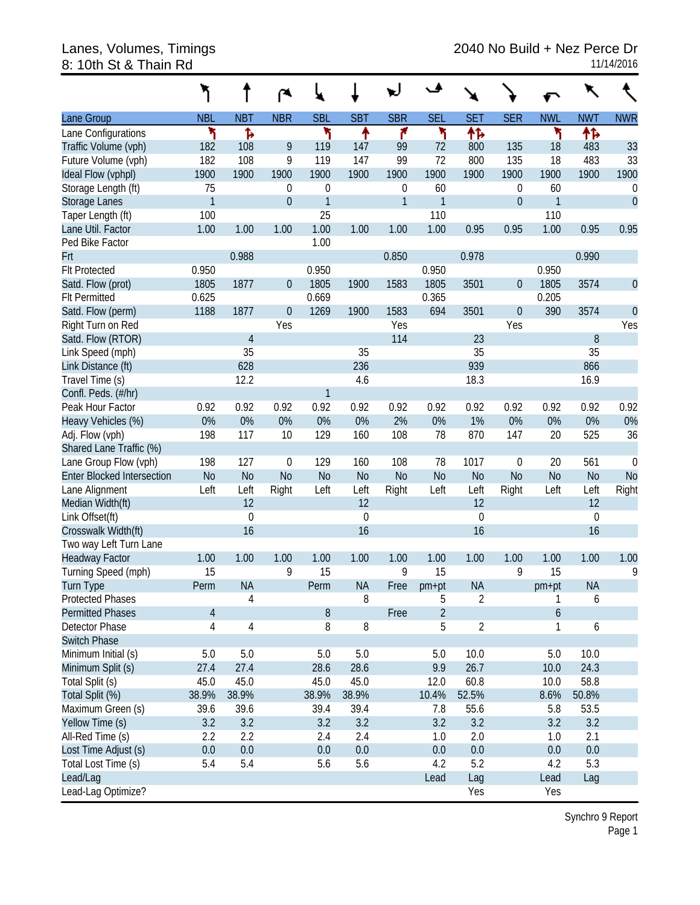Lanes, Volumes, Timings
8: 10th St & Thain Rd

2040 No Build + Nez Perce Dr
11/14/2016

| Lane Group | NBL | NBT | NBR | SBL | SBT | SBR | SEL | SET | SER | NWL | NWT | NWR |
|---|---|---|---|---|---|---|---|---|---|---|---|---|
| Lane Configurations | | | | | | | | | | | | |
| Traffic Volume (vph) | 182 | 108 | 9 | 119 | 147 | 99 | 72 | 800 | 135 | 18 | 483 | 33 |
| Future Volume (vph) | 182 | 108 | 9 | 119 | 147 | 99 | 72 | 800 | 135 | 18 | 483 | 33 |
| Ideal Flow (vphpl) | 1900 | 1900 | 1900 | 1900 | 1900 | 1900 | 1900 | 1900 | 1900 | 1900 | 1900 | 1900 |
| Storage Length (ft) | 75 | | 0 | 0 | | 0 | 60 | | 0 | 60 | | 0 |
| Storage Lanes | 1 | | 0 | 1 | | 1 | 1 | | 0 | 1 | | 0 |
| Taper Length (ft) | 100 | | | 25 | | | 110 | | | 110 | | |
| Lane Util. Factor | 1.00 | 1.00 | 1.00 | 1.00 | 1.00 | 1.00 | 1.00 | 0.95 | 0.95 | 1.00 | 0.95 | 0.95 |
| Ped Bike Factor | | | | 1.00 | | | | | | | | |
| Frt | | 0.988 | | | | 0.850 | | 0.978 | | | 0.990 | |
| Flt Protected | 0.950 | | | 0.950 | | | 0.950 | | | 0.950 | | |
| Satd. Flow (prot) | 1805 | 1877 | 0 | 1805 | 1900 | 1583 | 1805 | 3501 | 0 | 1805 | 3574 | 0 |
| Flt Permitted | 0.625 | | | 0.669 | | | 0.365 | | | 0.205 | | |
| Satd. Flow (perm) | 1188 | 1877 | 0 | 1269 | 1900 | 1583 | 694 | 3501 | 0 | 390 | 3574 | 0 |
| Right Turn on Red | | | Yes | | | Yes | | | Yes | | | Yes |
| Satd. Flow (RTOR) | | 4 | | | | 114 | | 23 | | | 8 | |
| Link Speed (mph) | | 35 | | | 35 | | | 35 | | | 35 | |
| Link Distance (ft) | | 628 | | | 236 | | | 939 | | | 866 | |
| Travel Time (s) | | 12.2 | | | 4.6 | | | 18.3 | | | 16.9 | |
| Confl. Peds. (#/hr) | | | | 1 | | | | | | | | |
| Peak Hour Factor | 0.92 | 0.92 | 0.92 | 0.92 | 0.92 | 0.92 | 0.92 | 0.92 | 0.92 | 0.92 | 0.92 | 0.92 |
| Heavy Vehicles (%) | 0% | 0% | 0% | 0% | 0% | 2% | 0% | 1% | 0% | 0% | 0% | 0% |
| Adj. Flow (vph) | 198 | 117 | 10 | 129 | 160 | 108 | 78 | 870 | 147 | 20 | 525 | 36 |
| Shared Lane Traffic (%) | | | | | | | | | | | | |
| Lane Group Flow (vph) | 198 | 127 | 0 | 129 | 160 | 108 | 78 | 1017 | 0 | 20 | 561 | 0 |
| Enter Blocked Intersection | No | No | No | No | No | No | No | No | No | No | No | No |
| Lane Alignment | Left | Left | Right | Left | Left | Right | Left | Left | Right | Left | Left | Right |
| Median Width(ft) | | 12 | | | 12 | | | 12 | | | 12 | |
| Link Offset(ft) | | 0 | | | 0 | | | 0 | | | 0 | |
| Crosswalk Width(ft) | | 16 | | | 16 | | | 16 | | | 16 | |
| Two way Left Turn Lane | | | | | | | | | | | | |
| Headway Factor | 1.00 | 1.00 | 1.00 | 1.00 | 1.00 | 1.00 | 1.00 | 1.00 | 1.00 | 1.00 | 1.00 | 1.00 |
| Turning Speed (mph) | 15 | | 9 | 15 | | 9 | 15 | | 9 | 15 | | 9 |
| Turn Type | Perm | NA | | Perm | NA | Free | pm+pt | NA | | pm+pt | NA | |
| Protected Phases | | 4 | | | 8 | | 5 | 2 | | 1 | 6 | |
| Permitted Phases | 4 | | | 8 | | Free | 2 | | | 6 | | |
| Detector Phase | 4 | 4 | | 8 | 8 | | 5 | 2 | | 1 | 6 | |
| Switch Phase | | | | | | | | | | | | |
| Minimum Initial (s) | 5.0 | 5.0 | | 5.0 | 5.0 | | 5.0 | 10.0 | | 5.0 | 10.0 | |
| Minimum Split (s) | 27.4 | 27.4 | | 28.6 | 28.6 | | 9.9 | 26.7 | | 10.0 | 24.3 | |
| Total Split (s) | 45.0 | 45.0 | | 45.0 | 45.0 | | 12.0 | 60.8 | | 10.0 | 58.8 | |
| Total Split (%) | 38.9% | 38.9% | | 38.9% | 38.9% | | 10.4% | 52.5% | | 8.6% | 50.8% | |
| Maximum Green (s) | 39.6 | 39.6 | | 39.4 | 39.4 | | 7.8 | 55.6 | | 5.8 | 53.5 | |
| Yellow Time (s) | 3.2 | 3.2 | | 3.2 | 3.2 | | 3.2 | 3.2 | | 3.2 | 3.2 | |
| All-Red Time (s) | 2.2 | 2.2 | | 2.4 | 2.4 | | 1.0 | 2.0 | | 1.0 | 2.1 | |
| Lost Time Adjust (s) | 0.0 | 0.0 | | 0.0 | 0.0 | | 0.0 | 0.0 | | 0.0 | 0.0 | |
| Total Lost Time (s) | 5.4 | 5.4 | | 5.6 | 5.6 | | 4.2 | 5.2 | | 4.2 | 5.3 | |
| Lead/Lag | | | | | | | Lead | Lag | | Lead | Lag | |
| Lead-Lag Optimize? | | | | | | | | Yes | | Yes | | |

Synchro 9 Report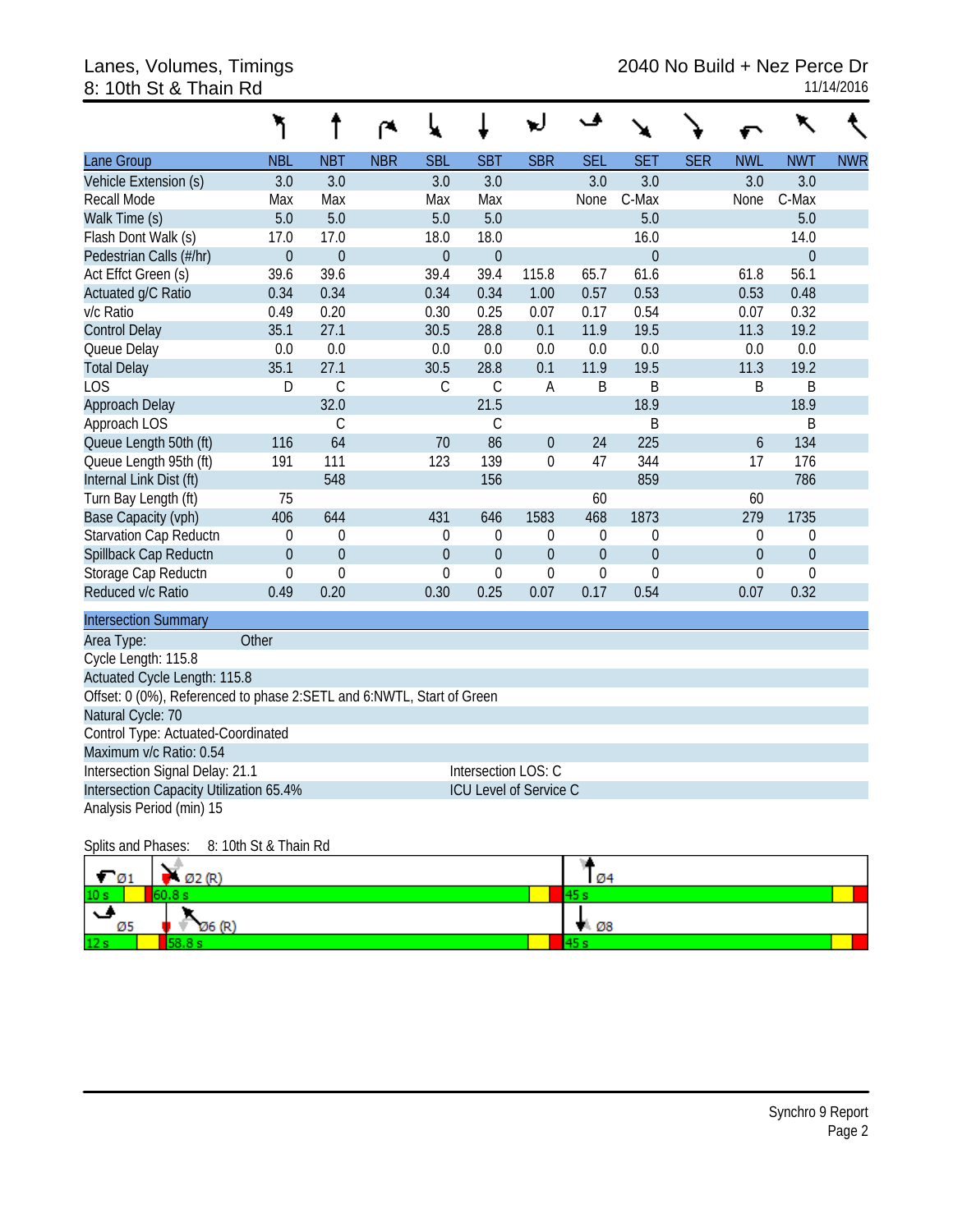# Lanes, Volumes, Timings
## 8: 10th St & Thain Rd

2040 No Build + Nez Perce Dr
11/14/2016

| Lane Group | NBL | NBT | NBR | SBL | SBT | SBR | SEL | SET | SER | NWL | NWT | NWR |
|---|---|---|---|---|---|---|---|---|---|---|---|---|
| Vehicle Extension (s) | 3.0 | 3.0 | | 3.0 | 3.0 | | 3.0 | 3.0 | | 3.0 | 3.0 | |
| Recall Mode | Max | Max | | Max | Max | | None | C-Max | | None | C-Max | |
| Walk Time (s) | 5.0 | 5.0 | | 5.0 | 5.0 | | | 5.0 | | | 5.0 | |
| Flash Dont Walk (s) | 17.0 | 17.0 | | 18.0 | 18.0 | | | 16.0 | | | 14.0 | |
| Pedestrian Calls (#/hr) | 0 | 0 | | 0 | 0 | | | 0 | | | 0 | |
| Act Effct Green (s) | 39.6 | 39.6 | | 39.4 | 39.4 | 115.8 | 65.7 | 61.6 | | 61.8 | 56.1 | |
| Actuated g/C Ratio | 0.34 | 0.34 | | 0.34 | 0.34 | 1.00 | 0.57 | 0.53 | | 0.53 | 0.48 | |
| v/c Ratio | 0.49 | 0.20 | | 0.30 | 0.25 | 0.07 | 0.17 | 0.54 | | 0.07 | 0.32 | |
| Control Delay | 35.1 | 27.1 | | 30.5 | 28.8 | 0.1 | 11.9 | 19.5 | | 11.3 | 19.2 | |
| Queue Delay | 0.0 | 0.0 | | 0.0 | 0.0 | 0.0 | 0.0 | 0.0 | | 0.0 | 0.0 | |
| Total Delay | 35.1 | 27.1 | | 30.5 | 28.8 | 0.1 | 11.9 | 19.5 | | 11.3 | 19.2 | |
| LOS | D | C | | C | C | A | B | B | | B | B | |
| Approach Delay | | 32.0 | | | 21.5 | | | 18.9 | | | 18.9 | |
| Approach LOS | | C | | | C | | | B | | | B | |
| Queue Length 50th (ft) | 116 | 64 | | 70 | 86 | 0 | 24 | 225 | | 6 | 134 | |
| Queue Length 95th (ft) | 191 | 111 | | 123 | 139 | 0 | 47 | 344 | | 17 | 176 | |
| Internal Link Dist (ft) | | 548 | | | 156 | | | 859 | | | 786 | |
| Turn Bay Length (ft) | 75 | | | | | | 60 | | | 60 | | |
| Base Capacity (vph) | 406 | 644 | | 431 | 646 | 1583 | 468 | 1873 | | 279 | 1735 | |
| Starvation Cap Reductn | 0 | 0 | | 0 | 0 | 0 | 0 | 0 | | 0 | 0 | |
| Spillback Cap Reductn | 0 | 0 | | 0 | 0 | 0 | 0 | 0 | | 0 | 0 | |
| Storage Cap Reductn | 0 | 0 | | 0 | 0 | 0 | 0 | 0 | | 0 | 0 | |
| Reduced v/c Ratio | 0.49 | 0.20 | | 0.30 | 0.25 | 0.07 | 0.17 | 0.54 | | 0.07 | 0.32 | |

**Intersection Summary**

Area Type: Other
Cycle Length: 115.8
Actuated Cycle Length: 115.8
Offset: 0 (0%), Referenced to phase 2:SETL and 6:NWTL, Start of Green
Natural Cycle: 70
Control Type: Actuated-Coordinated
Maximum v/c Ratio: 0.54
Intersection Signal Delay: 21.1 — Intersection LOS: C
Intersection Capacity Utilization 65.4% — ICU Level of Service C
Analysis Period (min) 15

Splits and Phases: 8: 10th St & Thain Rd

| Ø1 | Ø2 (R) | Ø4 |
|---|---|---|
| 10 s | 60.8 s | 45 s |

| Ø5 | Ø6 (R) | Ø8 |
|---|---|---|
| 12 s | 58.8 s | 45 s |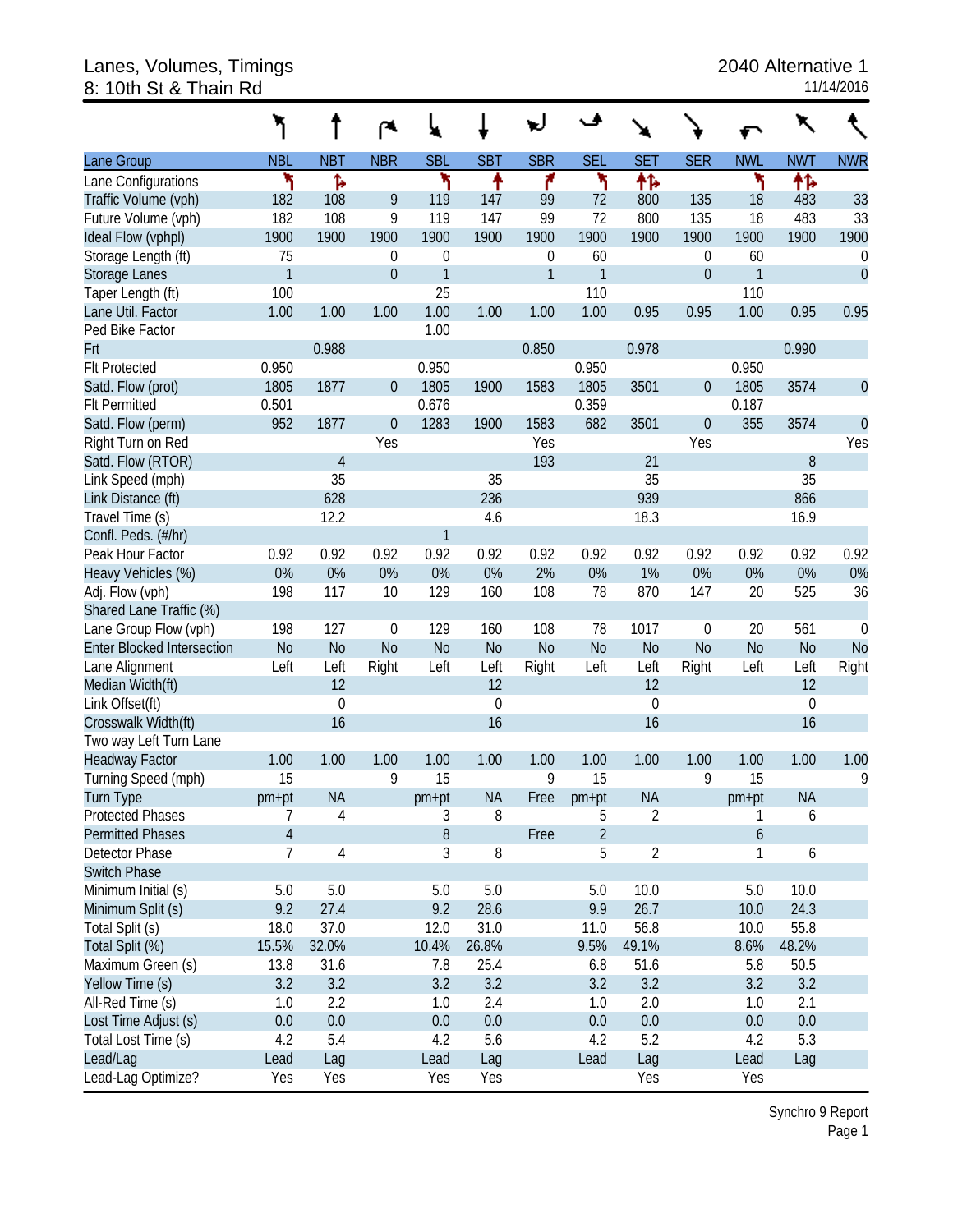# Lanes, Volumes, Timings
## 8: 10th St & Thain Rd

2040 Alternative 1
11/14/2016

| Lane Group | NBL | NBT | NBR | SBL | SBT | SBR | SEL | SET | SER | NWL | NWT | NWR |
|---|---|---|---|---|---|---|---|---|---|---|---|---|
| Lane Configurations | | | | | | | | | | | | |
| Traffic Volume (vph) | 182 | 108 | 9 | 119 | 147 | 99 | 72 | 800 | 135 | 18 | 483 | 33 |
| Future Volume (vph) | 182 | 108 | 9 | 119 | 147 | 99 | 72 | 800 | 135 | 18 | 483 | 33 |
| Ideal Flow (vphpl) | 1900 | 1900 | 1900 | 1900 | 1900 | 1900 | 1900 | 1900 | 1900 | 1900 | 1900 | 1900 |
| Storage Length (ft) | 75 | | 0 | 0 | | 0 | 60 | | 0 | 60 | | 0 |
| Storage Lanes | 1 | | 0 | 1 | | 1 | 1 | | 0 | 1 | | 0 |
| Taper Length (ft) | 100 | | | 25 | | | 110 | | | 110 | | |
| Lane Util. Factor | 1.00 | 1.00 | 1.00 | 1.00 | 1.00 | 1.00 | 1.00 | 0.95 | 0.95 | 1.00 | 0.95 | 0.95 |
| Ped Bike Factor | | | | 1.00 | | | | | | | | |
| Frt | | 0.988 | | | | 0.850 | | 0.978 | | | 0.990 | |
| Flt Protected | 0.950 | | | 0.950 | | | 0.950 | | | 0.950 | | |
| Satd. Flow (prot) | 1805 | 1877 | 0 | 1805 | 1900 | 1583 | 1805 | 3501 | 0 | 1805 | 3574 | 0 |
| Flt Permitted | 0.501 | | | 0.676 | | | 0.359 | | | 0.187 | | |
| Satd. Flow (perm) | 952 | 1877 | 0 | 1283 | 1900 | 1583 | 682 | 3501 | 0 | 355 | 3574 | 0 |
| Right Turn on Red | | | Yes | | | Yes | | | Yes | | | Yes |
| Satd. Flow (RTOR) | | 4 | | | | 193 | | 21 | | | 8 | |
| Link Speed (mph) | | 35 | | | 35 | | | 35 | | | 35 | |
| Link Distance (ft) | | 628 | | | 236 | | | 939 | | | 866 | |
| Travel Time (s) | | 12.2 | | | 4.6 | | | 18.3 | | | 16.9 | |
| Confl. Peds. (#/hr) | | | | 1 | | | | | | | | |
| Peak Hour Factor | 0.92 | 0.92 | 0.92 | 0.92 | 0.92 | 0.92 | 0.92 | 0.92 | 0.92 | 0.92 | 0.92 | 0.92 |
| Heavy Vehicles (%) | 0% | 0% | 0% | 0% | 0% | 2% | 0% | 1% | 0% | 0% | 0% | 0% |
| Adj. Flow (vph) | 198 | 117 | 10 | 129 | 160 | 108 | 78 | 870 | 147 | 20 | 525 | 36 |
| Shared Lane Traffic (%) | | | | | | | | | | | | |
| Lane Group Flow (vph) | 198 | 127 | 0 | 129 | 160 | 108 | 78 | 1017 | 0 | 20 | 561 | 0 |
| Enter Blocked Intersection | No | No | No | No | No | No | No | No | No | No | No | No |
| Lane Alignment | Left | Left | Right | Left | Left | Right | Left | Left | Right | Left | Left | Right |
| Median Width(ft) | | 12 | | | 12 | | | 12 | | | 12 | |
| Link Offset(ft) | | 0 | | | 0 | | | 0 | | | 0 | |
| Crosswalk Width(ft) | | 16 | | | 16 | | | 16 | | | 16 | |
| Two way Left Turn Lane | | | | | | | | | | | | |
| Headway Factor | 1.00 | 1.00 | 1.00 | 1.00 | 1.00 | 1.00 | 1.00 | 1.00 | 1.00 | 1.00 | 1.00 | 1.00 |
| Turning Speed (mph) | 15 | | 9 | 15 | | 9 | 15 | | 9 | 15 | | 9 |
| Turn Type | pm+pt | NA | | pm+pt | NA | Free | pm+pt | NA | | pm+pt | NA | |
| Protected Phases | 7 | 4 | | 3 | 8 | | 5 | 2 | | 1 | 6 | |
| Permitted Phases | 4 | | | 8 | | Free | 2 | | | 6 | | |
| Detector Phase | 7 | 4 | | 3 | 8 | | 5 | 2 | | 1 | 6 | |
| Switch Phase | | | | | | | | | | | | |
| Minimum Initial (s) | 5.0 | 5.0 | | 5.0 | 5.0 | | 5.0 | 10.0 | | 5.0 | 10.0 | |
| Minimum Split (s) | 9.2 | 27.4 | | 9.2 | 28.6 | | 9.9 | 26.7 | | 10.0 | 24.3 | |
| Total Split (s) | 18.0 | 37.0 | | 12.0 | 31.0 | | 11.0 | 56.8 | | 10.0 | 55.8 | |
| Total Split (%) | 15.5% | 32.0% | | 10.4% | 26.8% | | 9.5% | 49.1% | | 8.6% | 48.2% | |
| Maximum Green (s) | 13.8 | 31.6 | | 7.8 | 25.4 | | 6.8 | 51.6 | | 5.8 | 50.5 | |
| Yellow Time (s) | 3.2 | 3.2 | | 3.2 | 3.2 | | 3.2 | 3.2 | | 3.2 | 3.2 | |
| All-Red Time (s) | 1.0 | 2.2 | | 1.0 | 2.4 | | 1.0 | 2.0 | | 1.0 | 2.1 | |
| Lost Time Adjust (s) | 0.0 | 0.0 | | 0.0 | 0.0 | | 0.0 | 0.0 | | 0.0 | 0.0 | |
| Total Lost Time (s) | 4.2 | 5.4 | | 4.2 | 5.6 | | 4.2 | 5.2 | | 4.2 | 5.3 | |
| Lead/Lag | Lead | Lag | | Lead | Lag | | Lead | Lag | | Lead | Lag | |
| Lead-Lag Optimize? | Yes | Yes | | Yes | Yes | | | Yes | | Yes | | |

Synchro 9 Report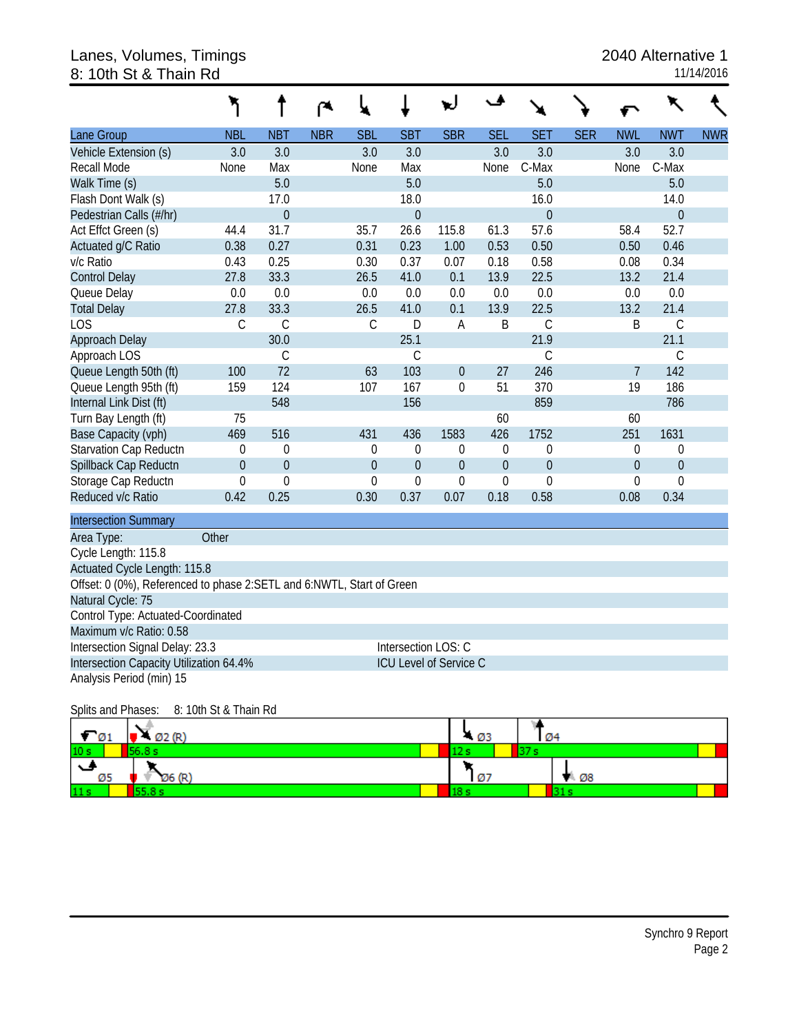Lanes, Volumes, Timings
8: 10th St & Thain Rd

2040 Alternative 1
11/14/2016

| Lane Group | NBL | NBT | NBR | SBL | SBT | SBR | SEL | SET | SER | NWL | NWT | NWR |
|---|---|---|---|---|---|---|---|---|---|---|---|---|
| Vehicle Extension (s) | 3.0 | 3.0 | | 3.0 | 3.0 | | 3.0 | 3.0 | | 3.0 | 3.0 | |
| Recall Mode | None | Max | | None | Max | | None | C-Max | | None | C-Max | |
| Walk Time (s) | | 5.0 | | | 5.0 | | | 5.0 | | | 5.0 | |
| Flash Dont Walk (s) | | 17.0 | | | 18.0 | | | 16.0 | | | 14.0 | |
| Pedestrian Calls (#/hr) | | 0 | | | 0 | | | 0 | | | 0 | |
| Act Effct Green (s) | 44.4 | 31.7 | | 35.7 | 26.6 | 115.8 | 61.3 | 57.6 | | 58.4 | 52.7 | |
| Actuated g/C Ratio | 0.38 | 0.27 | | 0.31 | 0.23 | 1.00 | 0.53 | 0.50 | | 0.50 | 0.46 | |
| v/c Ratio | 0.43 | 0.25 | | 0.30 | 0.37 | 0.07 | 0.18 | 0.58 | | 0.08 | 0.34 | |
| Control Delay | 27.8 | 33.3 | | 26.5 | 41.0 | 0.1 | 13.9 | 22.5 | | 13.2 | 21.4 | |
| Queue Delay | 0.0 | 0.0 | | 0.0 | 0.0 | 0.0 | 0.0 | 0.0 | | 0.0 | 0.0 | |
| Total Delay | 27.8 | 33.3 | | 26.5 | 41.0 | 0.1 | 13.9 | 22.5 | | 13.2 | 21.4 | |
| LOS | C | C | | C | D | A | B | C | | B | C | |
| Approach Delay | | 30.0 | | | 25.1 | | | 21.9 | | | 21.1 | |
| Approach LOS | | C | | | C | | | C | | | C | |
| Queue Length 50th (ft) | 100 | 72 | | 63 | 103 | 0 | 27 | 246 | | 7 | 142 | |
| Queue Length 95th (ft) | 159 | 124 | | 107 | 167 | 0 | 51 | 370 | | 19 | 186 | |
| Internal Link Dist (ft) | | 548 | | | 156 | | | 859 | | | 786 | |
| Turn Bay Length (ft) | 75 | | | | | | 60 | | | 60 | | |
| Base Capacity (vph) | 469 | 516 | | 431 | 436 | 1583 | 426 | 1752 | | 251 | 1631 | |
| Starvation Cap Reductn | 0 | 0 | | 0 | 0 | 0 | 0 | 0 | | 0 | 0 | |
| Spillback Cap Reductn | 0 | 0 | | 0 | 0 | 0 | 0 | 0 | | 0 | 0 | |
| Storage Cap Reductn | 0 | 0 | | 0 | 0 | 0 | 0 | 0 | | 0 | 0 | |
| Reduced v/c Ratio | 0.42 | 0.25 | | 0.30 | 0.37 | 0.07 | 0.18 | 0.58 | | 0.08 | 0.34 | |

**Intersection Summary**

Area Type: Other
Cycle Length: 115.8
Actuated Cycle Length: 115.8
Offset: 0 (0%), Referenced to phase 2:SETL and 6:NWTL, Start of Green
Natural Cycle: 75
Control Type: Actuated-Coordinated
Maximum v/c Ratio: 0.58
Intersection Signal Delay: 23.3 — Intersection LOS: C
Intersection Capacity Utilization 64.4% — ICU Level of Service C
Analysis Period (min) 15

Splits and Phases: 8: 10th St & Thain Rd

Ø1 10 s
Ø2 (R) 56.8 s
Ø3 12 s
Ø4 37 s
Ø5 11 s
Ø6 (R) 55.8 s
Ø7 18 s
Ø8 31 s